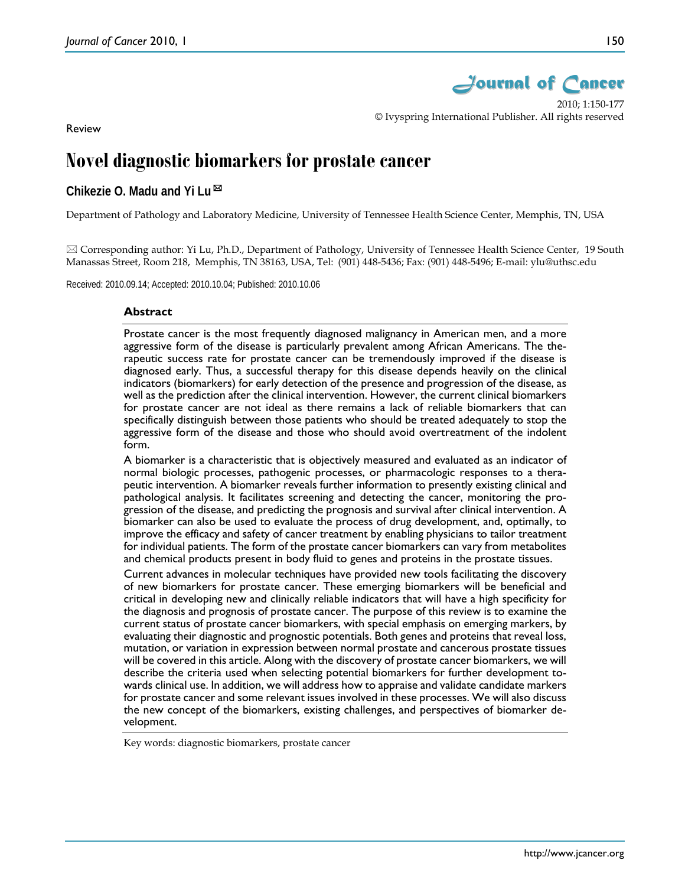Review

# Novel diagnostic biomarkers for prostate cancer

**Chikezie O. Madu and Yi Lu** ✉

Department of Pathology and Laboratory Medicine, University of Tennessee Health Science Center, Memphis, TN, USA

✉ Corresponding author: Yi Lu, Ph.D., Department of Pathology, University of Tennessee Health Science Center, 19 South Manassas Street, Room 218, Memphis, TN 38163, USA, Tel: (901) 448-5436; Fax: (901) 448-5496; E-mail: ylu@uthsc.edu

Received: 2010.09.14; Accepted: 2010.10.04; Published: 2010.10.06

## Abstract

Prostate cancer is the most frequently diagnosed malignancy in American men, and a more aggressive form of the disease is particularly prevalent among African Americans. The therapeutic success rate for prostate cancer can be tremendously improved if the disease is diagnosed early. Thus, a successful therapy for this disease depends heavily on the clinical indicators (biomarkers) for early detection of the presence and progression of the disease, as well as the prediction after the clinical intervention. However, the current clinical biomarkers for prostate cancer are not ideal as there remains a lack of reliable biomarkers that can specifically distinguish between those patients who should be treated adequately to stop the aggressive form of the disease and those who should avoid overtreatment of the indolent form.

A biomarker is a characteristic that is objectively measured and evaluated as an indicator of normal biologic processes, pathogenic processes, or pharmacologic responses to a therapeutic intervention. A biomarker reveals further information to presently existing clinical and pathological analysis. It facilitates screening and detecting the cancer, monitoring the progression of the disease, and predicting the prognosis and survival after clinical intervention. A biomarker can also be used to evaluate the process of drug development, and, optimally, to improve the efficacy and safety of cancer treatment by enabling physicians to tailor treatment for individual patients. The form of the prostate cancer biomarkers can vary from metabolites and chemical products present in body fluid to genes and proteins in the prostate tissues.

Current advances in molecular techniques have provided new tools facilitating the discovery of new biomarkers for prostate cancer. These emerging biomarkers will be beneficial and critical in developing new and clinically reliable indicators that will have a high specificity for the diagnosis and prognosis of prostate cancer. The purpose of this review is to examine the current status of prostate cancer biomarkers, with special emphasis on emerging markers, by evaluating their diagnostic and prognostic potentials. Both genes and proteins that reveal loss, mutation, or variation in expression between normal prostate and cancerous prostate tissues will be covered in this article. Along with the discovery of prostate cancer biomarkers, we will describe the criteria used when selecting potential biomarkers for further development towards clinical use. In addition, we will address how to appraise and validate candidate markers for prostate cancer and some relevant issues involved in these processes. We will also discuss the new concept of the biomarkers, existing challenges, and perspectives of biomarker development.

Key words: diagnostic biomarkers, prostate cancer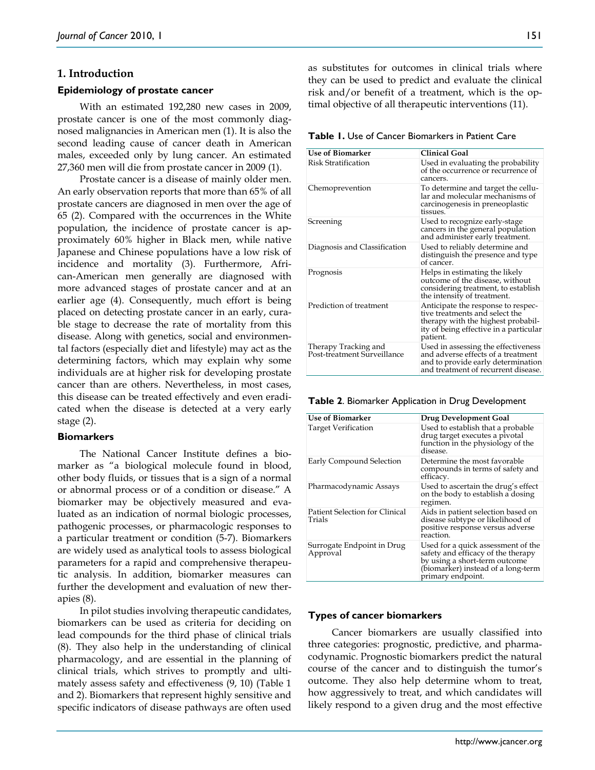## 1. Introduction

### Epidemiology of prostate cancer

With an estimated 192,280 new cases in 2009, prostate cancer is one of the most commonly diagnosed malignancies in American men (1). It is also the second leading cause of cancer death in American males, exceeded only by lung cancer. An estimated 27,360 men will die from prostate cancer in 2009 (1).

Prostate cancer is a disease of mainly older men. An early observation reports that more than 65% of all prostate cancers are diagnosed in men over the age of 65 (2). Compared with the occurrences in the White population, the incidence of prostate cancer is approximately 60% higher in Black men, while native Japanese and Chinese populations have a low risk of incidence and mortality (3). Furthermore, African-American men generally are diagnosed with more advanced stages of prostate cancer and at an earlier age (4). Consequently, much effort is being placed on detecting prostate cancer in an early, curable stage to decrease the rate of mortality from this disease. Along with genetics, social and environmental factors (especially diet and lifestyle) may act as the determining factors, which may explain why some individuals are at higher risk for developing prostate cancer than are others. Nevertheless, in most cases, this disease can be treated effectively and even eradicated when the disease is detected at a very early stage (2).

### Biomarkers

The National Cancer Institute defines a biomarker as "a biological molecule found in blood, other body fluids, or tissues that is a sign of a normal or abnormal process or of a condition or disease." A biomarker may be objectively measured and evaluated as an indication of normal biologic processes, pathogenic processes, or pharmacologic responses to a particular treatment or condition (5-7). Biomarkers are widely used as analytical tools to assess biological parameters for a rapid and comprehensive therapeutic analysis. In addition, biomarker measures can further the development and evaluation of new therapies (8).

In pilot studies involving therapeutic candidates, biomarkers can be used as criteria for deciding on lead compounds for the third phase of clinical trials (8). They also help in the understanding of clinical pharmacology, and are essential in the planning of clinical trials, which strives to promptly and ultimately assess safety and effectiveness (9, 10) (Table 1 and 2). Biomarkers that represent highly sensitive and specific indicators of disease pathways are often used as substitutes for outcomes in clinical trials where they can be used to predict and evaluate the clinical risk and/or benefit of a treatment, which is the optimal objective of all therapeutic interventions (11).

**Table 1.** Use of Cancer Biomarkers in Patient Care

| Use of Biomarker | Clinical Goal |
|---|---|
| Risk Stratification | Used in evaluating the probability of the occurrence or recurrence of cancers. |
| Chemoprevention | To determine and target the cellular and molecular mechanisms of carcinogenesis in preneoplastic tissues. |
| Screening | Used to recognize early-stage cancers in the general population and administer early treatment. |
| Diagnosis and Classification | Used to reliably determine and distinguish the presence and type of cancer. |
| Prognosis | Helps in estimating the likely outcome of the disease, without considering treatment, to establish the intensity of treatment. |
| Prediction of treatment | Anticipate the response to respective treatments and select the therapy with the highest probability of being effective in a particular patient. |
| Therapy Tracking and Post-treatment Surveillance | Used in assessing the effectiveness and adverse effects of a treatment and to provide early determination and treatment of recurrent disease. |

**Table 2**. Biomarker Application in Drug Development

| Use of Biomarker | Drug Development Goal |
|---|---|
| Target Verification | Used to establish that a probable drug target executes a pivotal function in the physiology of the disease. |
| Early Compound Selection | Determine the most favorable compounds in terms of safety and efficacy. |
| Pharmacodynamic Assays | Used to ascertain the drug's effect on the body to establish a dosing regimen. |
| Patient Selection for Clinical Trials | Aids in patient selection based on disease subtype or likelihood of positive response versus adverse reaction. |
| Surrogate Endpoint in Drug Approval | Used for a quick assessment of the safety and efficacy of the therapy by using a short-term outcome (biomarker) instead of a long-term primary endpoint. |

### Types of cancer biomarkers

Cancer biomarkers are usually classified into three categories: prognostic, predictive, and pharmacodynamic. Prognostic biomarkers predict the natural course of the cancer and to distinguish the tumor's outcome. They also help determine whom to treat, how aggressively to treat, and which candidates will likely respond to a given drug and the most effective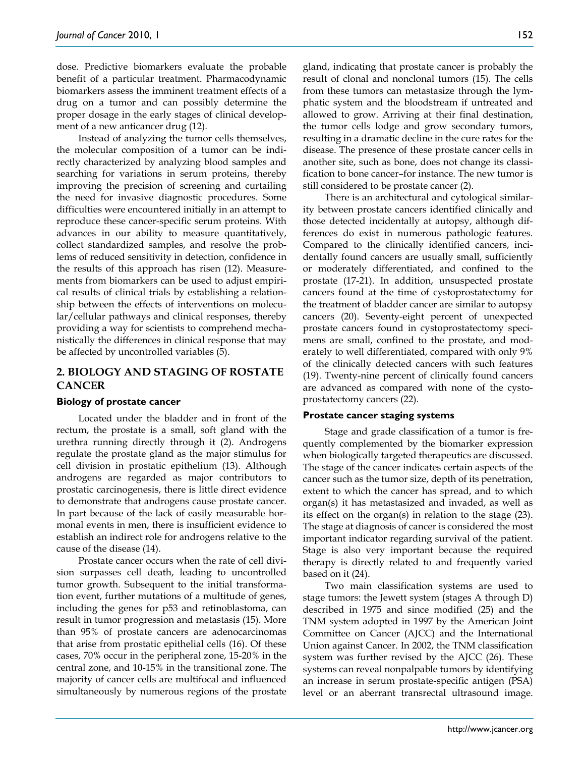dose. Predictive biomarkers evaluate the probable benefit of a particular treatment. Pharmacodynamic biomarkers assess the imminent treatment effects of a drug on a tumor and can possibly determine the proper dosage in the early stages of clinical development of a new anticancer drug (12).

Instead of analyzing the tumor cells themselves, the molecular composition of a tumor can be indirectly characterized by analyzing blood samples and searching for variations in serum proteins, thereby improving the precision of screening and curtailing the need for invasive diagnostic procedures. Some difficulties were encountered initially in an attempt to reproduce these cancer-specific serum proteins. With advances in our ability to measure quantitatively, collect standardized samples, and resolve the problems of reduced sensitivity in detection, confidence in the results of this approach has risen (12). Measurements from biomarkers can be used to adjust empirical results of clinical trials by establishing a relationship between the effects of interventions on molecular/cellular pathways and clinical responses, thereby providing a way for scientists to comprehend mechanistically the differences in clinical response that may be affected by uncontrolled variables (5).

## 2. BIOLOGY AND STAGING OF ROSTATE CANCER

### Biology of prostate cancer

Located under the bladder and in front of the rectum, the prostate is a small, soft gland with the urethra running directly through it (2). Androgens regulate the prostate gland as the major stimulus for cell division in prostatic epithelium (13). Although androgens are regarded as major contributors to prostatic carcinogenesis, there is little direct evidence to demonstrate that androgens cause prostate cancer. In part because of the lack of easily measurable hormonal events in men, there is insufficient evidence to establish an indirect role for androgens relative to the cause of the disease (14).

Prostate cancer occurs when the rate of cell division surpasses cell death, leading to uncontrolled tumor growth. Subsequent to the initial transformation event, further mutations of a multitude of genes, including the genes for p53 and retinoblastoma, can result in tumor progression and metastasis (15). More than 95% of prostate cancers are adenocarcinomas that arise from prostatic epithelial cells (16). Of these cases, 70% occur in the peripheral zone, 15-20% in the central zone, and 10-15% in the transitional zone. The majority of cancer cells are multifocal and influenced simultaneously by numerous regions of the prostate gland, indicating that prostate cancer is probably the result of clonal and nonclonal tumors (15). The cells from these tumors can metastasize through the lymphatic system and the bloodstream if untreated and allowed to grow. Arriving at their final destination, the tumor cells lodge and grow secondary tumors, resulting in a dramatic decline in the cure rates for the disease. The presence of these prostate cancer cells in another site, such as bone, does not change its classification to bone cancer–for instance. The new tumor is still considered to be prostate cancer (2).

There is an architectural and cytological similarity between prostate cancers identified clinically and those detected incidentally at autopsy, although differences do exist in numerous pathologic features. Compared to the clinically identified cancers, incidentally found cancers are usually small, sufficiently or moderately differentiated, and confined to the prostate (17-21). In addition, unsuspected prostate cancers found at the time of cystoprostatectomy for the treatment of bladder cancer are similar to autopsy cancers (20). Seventy-eight percent of unexpected prostate cancers found in cystoprostatectomy specimens are small, confined to the prostate, and moderately to well differentiated, compared with only 9% of the clinically detected cancers with such features (19). Twenty-nine percent of clinically found cancers are advanced as compared with none of the cystoprostatectomy cancers (22).

### Prostate cancer staging systems

Stage and grade classification of a tumor is frequently complemented by the biomarker expression when biologically targeted therapeutics are discussed. The stage of the cancer indicates certain aspects of the cancer such as the tumor size, depth of its penetration, extent to which the cancer has spread, and to which organ(s) it has metastasized and invaded, as well as its effect on the organ(s) in relation to the stage (23). The stage at diagnosis of cancer is considered the most important indicator regarding survival of the patient. Stage is also very important because the required therapy is directly related to and frequently varied based on it (24).

Two main classification systems are used to stage tumors: the Jewett system (stages A through D) described in 1975 and since modified (25) and the TNM system adopted in 1997 by the American Joint Committee on Cancer (AJCC) and the International Union against Cancer. In 2002, the TNM classification system was further revised by the AJCC (26). These systems can reveal nonpalpable tumors by identifying an increase in serum prostate-specific antigen (PSA) level or an aberrant transrectal ultrasound image.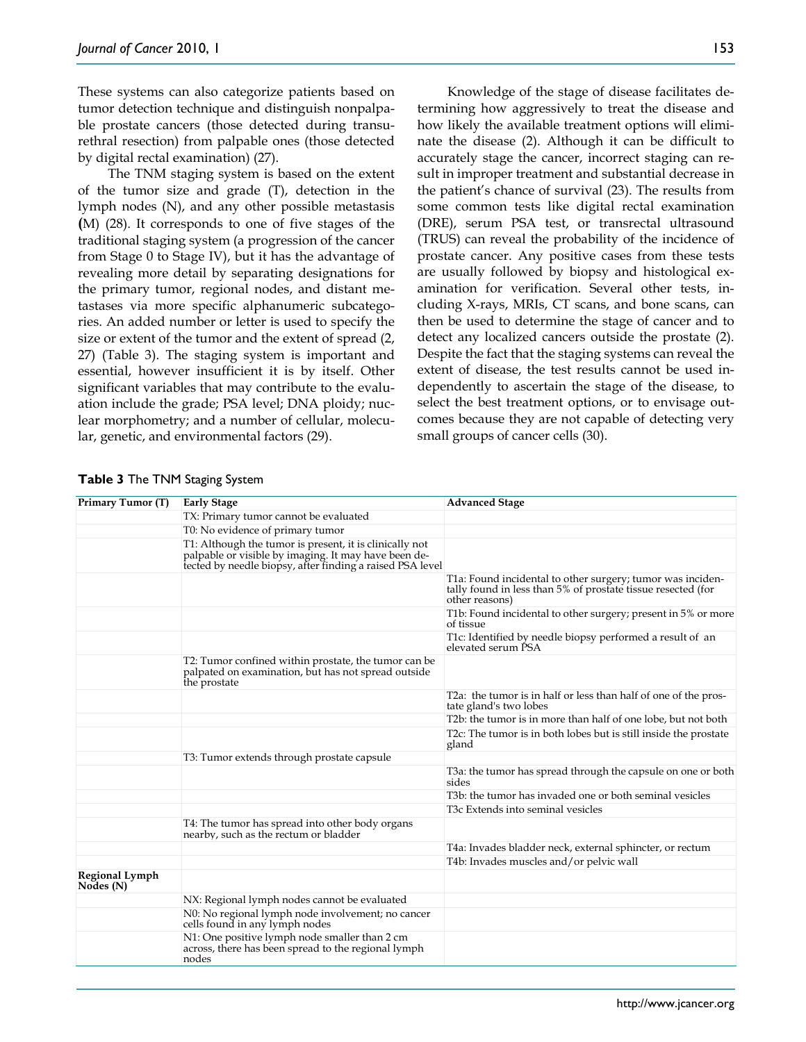These systems can also categorize patients based on tumor detection technique and distinguish nonpalpable prostate cancers (those detected during transurethral resection) from palpable ones (those detected by digital rectal examination) (27).

The TNM staging system is based on the extent of the tumor size and grade (T), detection in the lymph nodes (N), and any other possible metastasis (M) (28). It corresponds to one of five stages of the traditional staging system (a progression of the cancer from Stage 0 to Stage IV), but it has the advantage of revealing more detail by separating designations for the primary tumor, regional nodes, and distant metastases via more specific alphanumeric subcategories. An added number or letter is used to specify the size or extent of the tumor and the extent of spread (2, 27) (Table 3). The staging system is important and essential, however insufficient it is by itself. Other significant variables that may contribute to the evaluation include the grade; PSA level; DNA ploidy; nuclear morphometry; and a number of cellular, molecular, genetic, and environmental factors (29).

Knowledge of the stage of disease facilitates determining how aggressively to treat the disease and how likely the available treatment options will eliminate the disease (2). Although it can be difficult to accurately stage the cancer, incorrect staging can result in improper treatment and substantial decrease in the patient's chance of survival (23). The results from some common tests like digital rectal examination (DRE), serum PSA test, or transrectal ultrasound (TRUS) can reveal the probability of the incidence of prostate cancer. Any positive cases from these tests are usually followed by biopsy and histological examination for verification. Several other tests, including X-rays, MRIs, CT scans, and bone scans, can then be used to determine the stage of cancer and to detect any localized cancers outside the prostate (2). Despite the fact that the staging systems can reveal the extent of disease, the test results cannot be used independently to ascertain the stage of the disease, to select the best treatment options, or to envisage outcomes because they are not capable of detecting very small groups of cancer cells (30).

**Table 3** The TNM Staging System

| Primary Tumor (T) | Early Stage | Advanced Stage |
|---|---|---|
| | TX: Primary tumor cannot be evaluated | |
| | T0: No evidence of primary tumor | |
| | T1: Although the tumor is present, it is clinically not palpable or visible by imaging. It may have been detected by needle biopsy, after finding a raised PSA level | |
| | | T1a: Found incidental to other surgery; tumor was incidentally found in less than 5% of prostate tissue resected (for other reasons) |
| | | T1b: Found incidental to other surgery; present in 5% or more of tissue |
| | | T1c: Identified by needle biopsy performed a result of an elevated serum PSA |
| | T2: Tumor confined within prostate, the tumor can be palpated on examination, but has not spread outside the prostate | |
| | | T2a: the tumor is in half or less than half of one of the prostate gland's two lobes |
| | | T2b: the tumor is in more than half of one lobe, but not both |
| | | T2c: The tumor is in both lobes but is still inside the prostate gland |
| | T3: Tumor extends through prostate capsule | |
| | | T3a: the tumor has spread through the capsule on one or both sides |
| | | T3b: the tumor has invaded one or both seminal vesicles |
| | | T3c Extends into seminal vesicles |
| | T4: The tumor has spread into other body organs nearby, such as the rectum or bladder | |
| | | T4a: Invades bladder neck, external sphincter, or rectum |
| | | T4b: Invades muscles and/or pelvic wall |
| **Regional Lymph Nodes (N)** | | |
| | NX: Regional lymph nodes cannot be evaluated | |
| | N0: No regional lymph node involvement; no cancer cells found in any lymph nodes | |
| | N1: One positive lymph node smaller than 2 cm across, there has been spread to the regional lymph nodes | |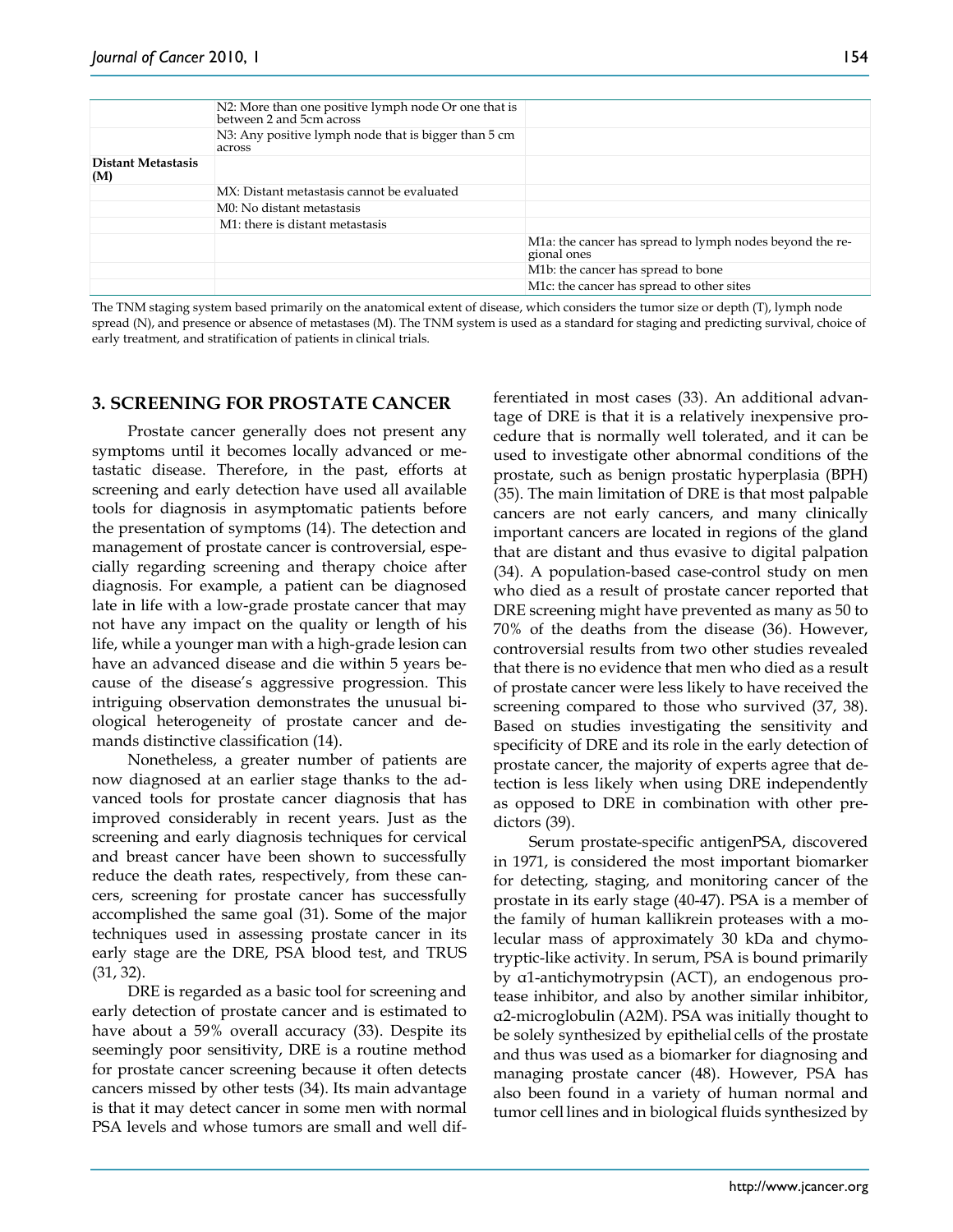| | | |
|---|---|---|
| | N2: More than one positive lymph node Or one that is between 2 and 5cm across | |
| | N3: Any positive lymph node that is bigger than 5 cm across | |
| **Distant Metastasis (M)** | | |
| | MX: Distant metastasis cannot be evaluated | |
| | M0: No distant metastasis | |
| | M1: there is distant metastasis | |
| | | M1a: the cancer has spread to lymph nodes beyond the regional ones |
| | | M1b: the cancer has spread to bone |
| | | M1c: the cancer has spread to other sites |

The TNM staging system based primarily on the anatomical extent of disease, which considers the tumor size or depth (T), lymph node spread (N), and presence or absence of metastases (M). The TNM system is used as a standard for staging and predicting survival, choice of early treatment, and stratification of patients in clinical trials.

## 3. SCREENING FOR PROSTATE CANCER

Prostate cancer generally does not present any symptoms until it becomes locally advanced or metastatic disease. Therefore, in the past, efforts at screening and early detection have used all available tools for diagnosis in asymptomatic patients before the presentation of symptoms (14). The detection and management of prostate cancer is controversial, especially regarding screening and therapy choice after diagnosis. For example, a patient can be diagnosed late in life with a low-grade prostate cancer that may not have any impact on the quality or length of his life, while a younger man with a high-grade lesion can have an advanced disease and die within 5 years because of the disease's aggressive progression. This intriguing observation demonstrates the unusual biological heterogeneity of prostate cancer and demands distinctive classification (14).

Nonetheless, a greater number of patients are now diagnosed at an earlier stage thanks to the advanced tools for prostate cancer diagnosis that has improved considerably in recent years. Just as the screening and early diagnosis techniques for cervical and breast cancer have been shown to successfully reduce the death rates, respectively, from these cancers, screening for prostate cancer has successfully accomplished the same goal (31). Some of the major techniques used in assessing prostate cancer in its early stage are the DRE, PSA blood test, and TRUS (31, 32).

DRE is regarded as a basic tool for screening and early detection of prostate cancer and is estimated to have about a 59% overall accuracy (33). Despite its seemingly poor sensitivity, DRE is a routine method for prostate cancer screening because it often detects cancers missed by other tests (34). Its main advantage is that it may detect cancer in some men with normal PSA levels and whose tumors are small and well differentiated in most cases (33). An additional advantage of DRE is that it is a relatively inexpensive procedure that is normally well tolerated, and it can be used to investigate other abnormal conditions of the prostate, such as benign prostatic hyperplasia (BPH) (35). The main limitation of DRE is that most palpable cancers are not early cancers, and many clinically important cancers are located in regions of the gland that are distant and thus evasive to digital palpation (34). A population-based case-control study on men who died as a result of prostate cancer reported that DRE screening might have prevented as many as 50 to 70% of the deaths from the disease (36). However, controversial results from two other studies revealed that there is no evidence that men who died as a result of prostate cancer were less likely to have received the screening compared to those who survived (37, 38). Based on studies investigating the sensitivity and specificity of DRE and its role in the early detection of prostate cancer, the majority of experts agree that detection is less likely when using DRE independently as opposed to DRE in combination with other predictors (39).

Serum prostate-specific antigenPSA, discovered in 1971, is considered the most important biomarker for detecting, staging, and monitoring cancer of the prostate in its early stage (40-47). PSA is a member of the family of human kallikrein proteases with a molecular mass of approximately 30 kDa and chymotryptic-like activity. In serum, PSA is bound primarily by α1-antichymotrypsin (ACT), an endogenous protease inhibitor, and also by another similar inhibitor, α2-microglobulin (A2M). PSA was initially thought to be solely synthesized by epithelial cells of the prostate and thus was used as a biomarker for diagnosing and managing prostate cancer (48). However, PSA has also been found in a variety of human normal and tumor cell lines and in biological fluids synthesized by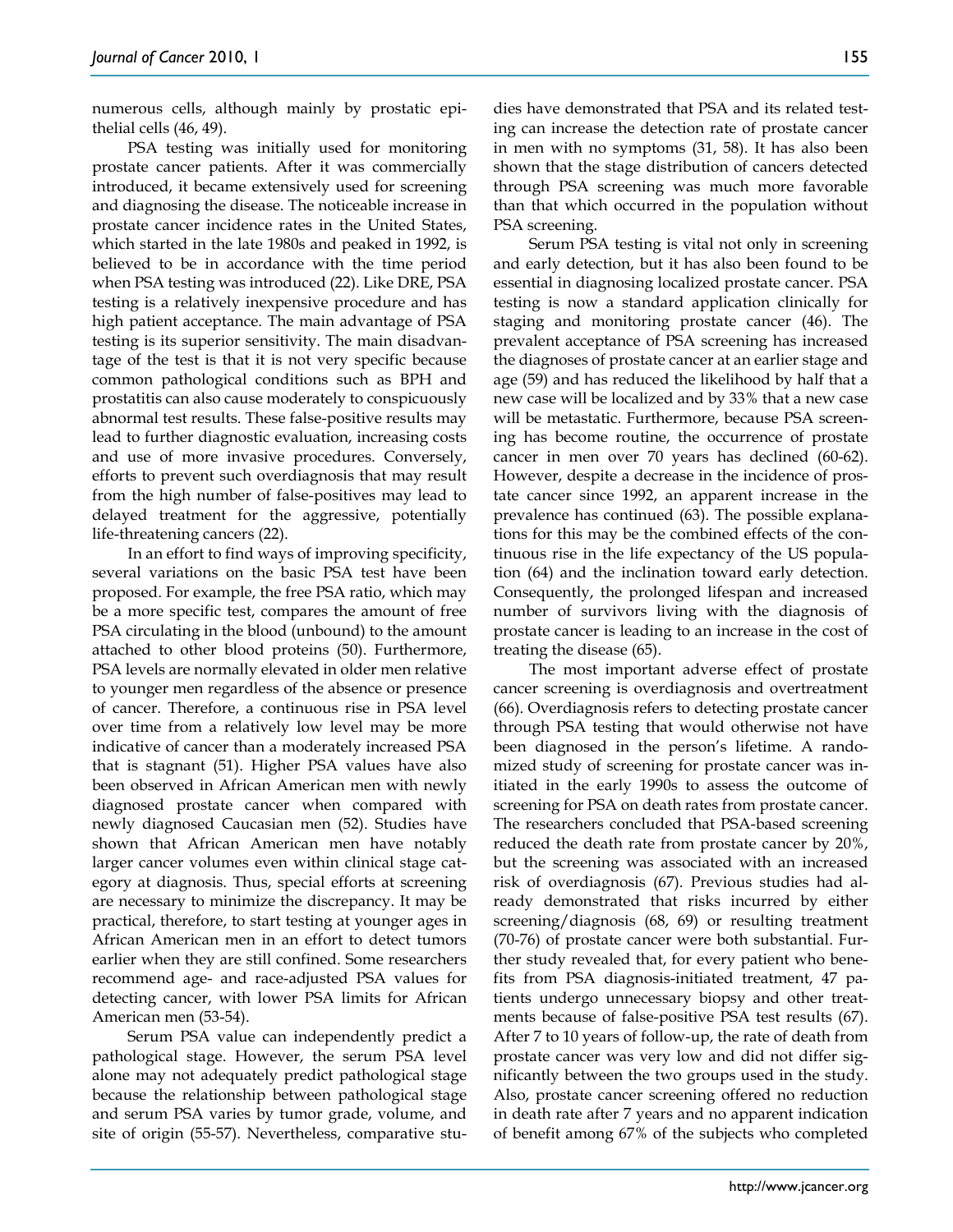numerous cells, although mainly by prostatic epithelial cells (46, 49).

PSA testing was initially used for monitoring prostate cancer patients. After it was commercially introduced, it became extensively used for screening and diagnosing the disease. The noticeable increase in prostate cancer incidence rates in the United States, which started in the late 1980s and peaked in 1992, is believed to be in accordance with the time period when PSA testing was introduced (22). Like DRE, PSA testing is a relatively inexpensive procedure and has high patient acceptance. The main advantage of PSA testing is its superior sensitivity. The main disadvantage of the test is that it is not very specific because common pathological conditions such as BPH and prostatitis can also cause moderately to conspicuously abnormal test results. These false-positive results may lead to further diagnostic evaluation, increasing costs and use of more invasive procedures. Conversely, efforts to prevent such overdiagnosis that may result from the high number of false-positives may lead to delayed treatment for the aggressive, potentially life-threatening cancers (22).

In an effort to find ways of improving specificity, several variations on the basic PSA test have been proposed. For example, the free PSA ratio, which may be a more specific test, compares the amount of free PSA circulating in the blood (unbound) to the amount attached to other blood proteins (50). Furthermore, PSA levels are normally elevated in older men relative to younger men regardless of the absence or presence of cancer. Therefore, a continuous rise in PSA level over time from a relatively low level may be more indicative of cancer than a moderately increased PSA that is stagnant (51). Higher PSA values have also been observed in African American men with newly diagnosed prostate cancer when compared with newly diagnosed Caucasian men (52). Studies have shown that African American men have notably larger cancer volumes even within clinical stage category at diagnosis. Thus, special efforts at screening are necessary to minimize the discrepancy. It may be practical, therefore, to start testing at younger ages in African American men in an effort to detect tumors earlier when they are still confined. Some researchers recommend age- and race-adjusted PSA values for detecting cancer, with lower PSA limits for African American men (53-54).

Serum PSA value can independently predict a pathological stage. However, the serum PSA level alone may not adequately predict pathological stage because the relationship between pathological stage and serum PSA varies by tumor grade, volume, and site of origin (55-57). Nevertheless, comparative studies have demonstrated that PSA and its related testing can increase the detection rate of prostate cancer in men with no symptoms (31, 58). It has also been shown that the stage distribution of cancers detected through PSA screening was much more favorable than that which occurred in the population without PSA screening.

Serum PSA testing is vital not only in screening and early detection, but it has also been found to be essential in diagnosing localized prostate cancer. PSA testing is now a standard application clinically for staging and monitoring prostate cancer (46). The prevalent acceptance of PSA screening has increased the diagnoses of prostate cancer at an earlier stage and age (59) and has reduced the likelihood by half that a new case will be localized and by 33% that a new case will be metastatic. Furthermore, because PSA screening has become routine, the occurrence of prostate cancer in men over 70 years has declined (60-62). However, despite a decrease in the incidence of prostate cancer since 1992, an apparent increase in the prevalence has continued (63). The possible explanations for this may be the combined effects of the continuous rise in the life expectancy of the US population (64) and the inclination toward early detection. Consequently, the prolonged lifespan and increased number of survivors living with the diagnosis of prostate cancer is leading to an increase in the cost of treating the disease (65).

The most important adverse effect of prostate cancer screening is overdiagnosis and overtreatment (66). Overdiagnosis refers to detecting prostate cancer through PSA testing that would otherwise not have been diagnosed in the person's lifetime. A randomized study of screening for prostate cancer was initiated in the early 1990s to assess the outcome of screening for PSA on death rates from prostate cancer. The researchers concluded that PSA-based screening reduced the death rate from prostate cancer by 20%, but the screening was associated with an increased risk of overdiagnosis (67). Previous studies had already demonstrated that risks incurred by either screening/diagnosis (68, 69) or resulting treatment (70-76) of prostate cancer were both substantial. Further study revealed that, for every patient who benefits from PSA diagnosis-initiated treatment, 47 patients undergo unnecessary biopsy and other treatments because of false-positive PSA test results (67). After 7 to 10 years of follow-up, the rate of death from prostate cancer was very low and did not differ significantly between the two groups used in the study. Also, prostate cancer screening offered no reduction in death rate after 7 years and no apparent indication of benefit among 67% of the subjects who completed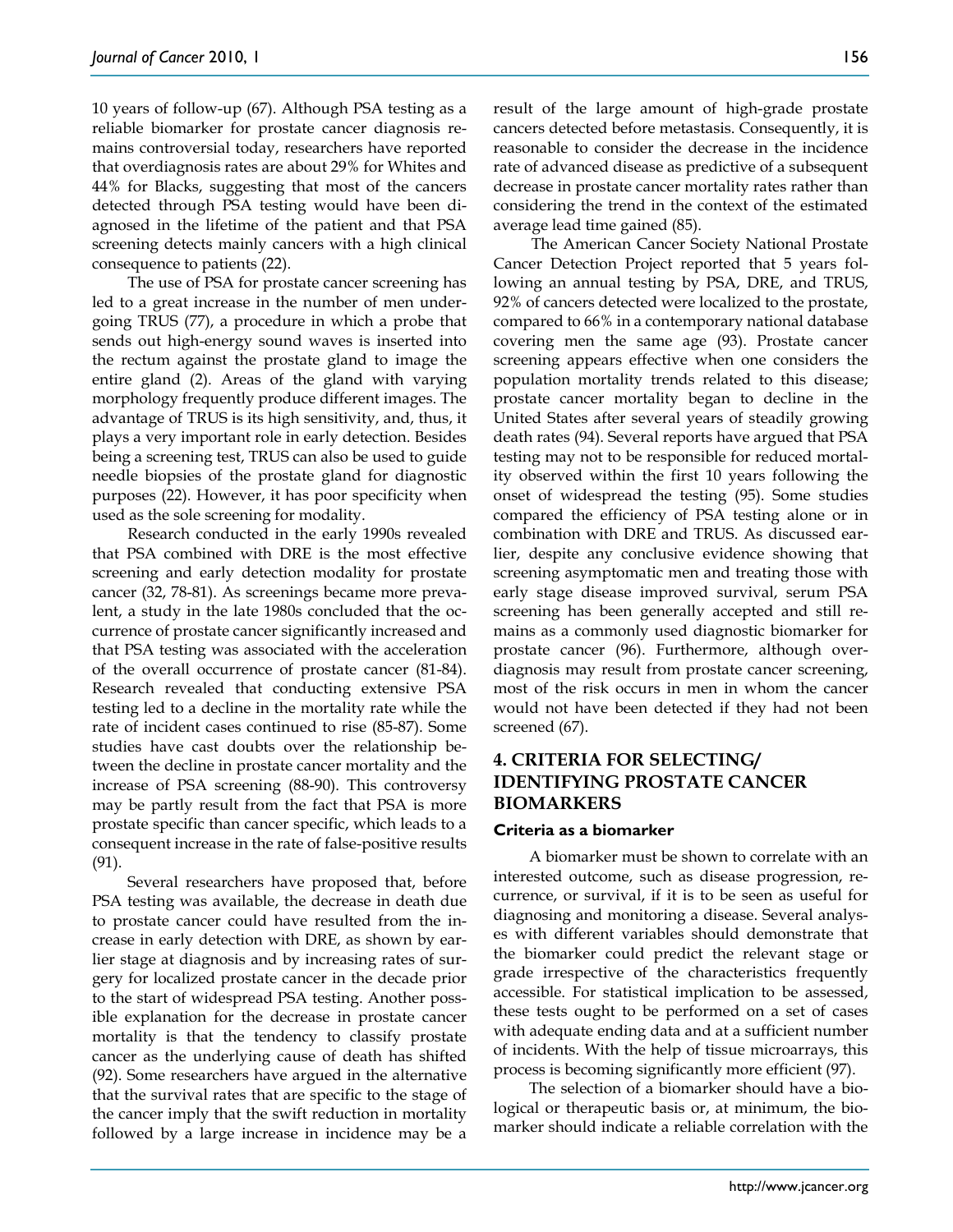10 years of follow-up (67). Although PSA testing as a reliable biomarker for prostate cancer diagnosis remains controversial today, researchers have reported that overdiagnosis rates are about 29% for Whites and 44% for Blacks, suggesting that most of the cancers detected through PSA testing would have been diagnosed in the lifetime of the patient and that PSA screening detects mainly cancers with a high clinical consequence to patients (22).

The use of PSA for prostate cancer screening has led to a great increase in the number of men undergoing TRUS (77), a procedure in which a probe that sends out high-energy sound waves is inserted into the rectum against the prostate gland to image the entire gland (2). Areas of the gland with varying morphology frequently produce different images. The advantage of TRUS is its high sensitivity, and, thus, it plays a very important role in early detection. Besides being a screening test, TRUS can also be used to guide needle biopsies of the prostate gland for diagnostic purposes (22). However, it has poor specificity when used as the sole screening for modality.

Research conducted in the early 1990s revealed that PSA combined with DRE is the most effective screening and early detection modality for prostate cancer (32, 78-81). As screenings became more prevalent, a study in the late 1980s concluded that the occurrence of prostate cancer significantly increased and that PSA testing was associated with the acceleration of the overall occurrence of prostate cancer (81-84). Research revealed that conducting extensive PSA testing led to a decline in the mortality rate while the rate of incident cases continued to rise (85-87). Some studies have cast doubts over the relationship between the decline in prostate cancer mortality and the increase of PSA screening (88-90). This controversy may be partly result from the fact that PSA is more prostate specific than cancer specific, which leads to a consequent increase in the rate of false-positive results (91).

Several researchers have proposed that, before PSA testing was available, the decrease in death due to prostate cancer could have resulted from the increase in early detection with DRE, as shown by earlier stage at diagnosis and by increasing rates of surgery for localized prostate cancer in the decade prior to the start of widespread PSA testing. Another possible explanation for the decrease in prostate cancer mortality is that the tendency to classify prostate cancer as the underlying cause of death has shifted (92). Some researchers have argued in the alternative that the survival rates that are specific to the stage of the cancer imply that the swift reduction in mortality followed by a large increase in incidence may be a result of the large amount of high-grade prostate cancers detected before metastasis. Consequently, it is reasonable to consider the decrease in the incidence rate of advanced disease as predictive of a subsequent decrease in prostate cancer mortality rates rather than considering the trend in the context of the estimated average lead time gained (85).

The American Cancer Society National Prostate Cancer Detection Project reported that 5 years following an annual testing by PSA, DRE, and TRUS, 92% of cancers detected were localized to the prostate, compared to 66% in a contemporary national database covering men the same age (93). Prostate cancer screening appears effective when one considers the population mortality trends related to this disease; prostate cancer mortality began to decline in the United States after several years of steadily growing death rates (94). Several reports have argued that PSA testing may not to be responsible for reduced mortality observed within the first 10 years following the onset of widespread the testing (95). Some studies compared the efficiency of PSA testing alone or in combination with DRE and TRUS. As discussed earlier, despite any conclusive evidence showing that screening asymptomatic men and treating those with early stage disease improved survival, serum PSA screening has been generally accepted and still remains as a commonly used diagnostic biomarker for prostate cancer (96). Furthermore, although overdiagnosis may result from prostate cancer screening, most of the risk occurs in men in whom the cancer would not have been detected if they had not been screened (67).

## 4. CRITERIA FOR SELECTING/ IDENTIFYING PROSTATE CANCER BIOMARKERS

### Criteria as a biomarker

A biomarker must be shown to correlate with an interested outcome, such as disease progression, recurrence, or survival, if it is to be seen as useful for diagnosing and monitoring a disease. Several analyses with different variables should demonstrate that the biomarker could predict the relevant stage or grade irrespective of the characteristics frequently accessible. For statistical implication to be assessed, these tests ought to be performed on a set of cases with adequate ending data and at a sufficient number of incidents. With the help of tissue microarrays, this process is becoming significantly more efficient (97).

The selection of a biomarker should have a biological or therapeutic basis or, at minimum, the biomarker should indicate a reliable correlation with the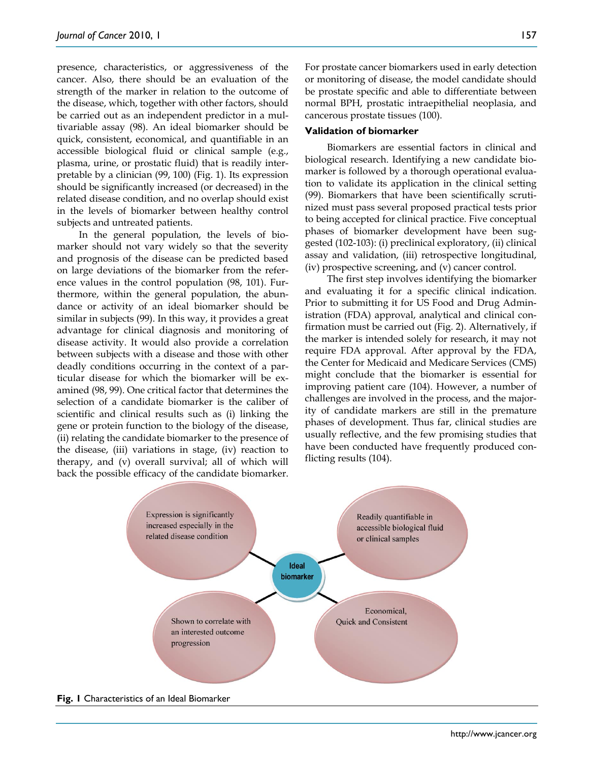presence, characteristics, or aggressiveness of the cancer. Also, there should be an evaluation of the strength of the marker in relation to the outcome of the disease, which, together with other factors, should be carried out as an independent predictor in a multivariable assay (98). An ideal biomarker should be quick, consistent, economical, and quantifiable in an accessible biological fluid or clinical sample (e.g., plasma, urine, or prostatic fluid) that is readily interpretable by a clinician (99, 100) (Fig. 1). Its expression should be significantly increased (or decreased) in the related disease condition, and no overlap should exist in the levels of biomarker between healthy control subjects and untreated patients.

In the general population, the levels of biomarker should not vary widely so that the severity and prognosis of the disease can be predicted based on large deviations of the biomarker from the reference values in the control population (98, 101). Furthermore, within the general population, the abundance or activity of an ideal biomarker should be similar in subjects (99). In this way, it provides a great advantage for clinical diagnosis and monitoring of disease activity. It would also provide a correlation between subjects with a disease and those with other deadly conditions occurring in the context of a particular disease for which the biomarker will be examined (98, 99). One critical factor that determines the selection of a candidate biomarker is the caliber of scientific and clinical results such as (i) linking the gene or protein function to the biology of the disease, (ii) relating the candidate biomarker to the presence of the disease, (iii) variations in stage, (iv) reaction to therapy, and (v) overall survival; all of which will back the possible efficacy of the candidate biomarker. For prostate cancer biomarkers used in early detection or monitoring of disease, the model candidate should be prostate specific and able to differentiate between normal BPH, prostatic intraepithelial neoplasia, and cancerous prostate tissues (100).

### Validation of biomarker

Biomarkers are essential factors in clinical and biological research. Identifying a new candidate biomarker is followed by a thorough operational evaluation to validate its application in the clinical setting (99). Biomarkers that have been scientifically scrutinized must pass several proposed practical tests prior to being accepted for clinical practice. Five conceptual phases of biomarker development have been suggested (102-103): (i) preclinical exploratory, (ii) clinical assay and validation, (iii) retrospective longitudinal, (iv) prospective screening, and (v) cancer control.

The first step involves identifying the biomarker and evaluating it for a specific clinical indication. Prior to submitting it for US Food and Drug Administration (FDA) approval, analytical and clinical confirmation must be carried out (Fig. 2). Alternatively, if the marker is intended solely for research, it may not require FDA approval. After approval by the FDA, the Center for Medicaid and Medicare Services (CMS) might conclude that the biomarker is essential for improving patient care (104). However, a number of challenges are involved in the process, and the majority of candidate markers are still in the premature phases of development. Thus far, clinical studies are usually reflective, and the few promising studies that have been conducted have frequently produced conflicting results (104).

Ideal biomarker

Expression is significantly increased especially in the related disease condition

Readily quantifiable in accessible biological fluid or clinical samples

Shown to correlate with an interested outcome progression

Economical, Quick and Consistent

**Fig. 1** Characteristics of an Ideal Biomarker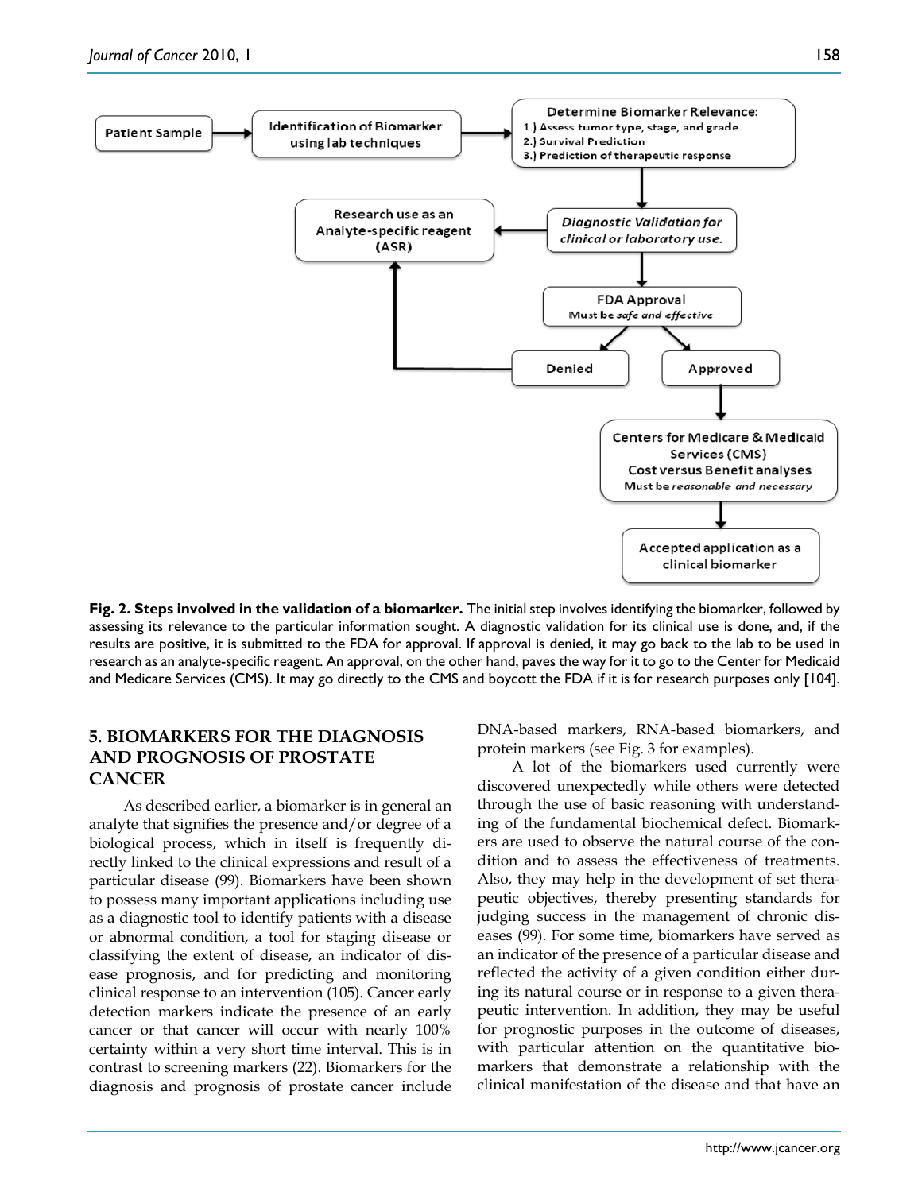Patient Sample → Identification of Biomarker using lab techniques → Determine Biomarker Relevance:
1.) Assess tumor type, stage, and grade.
2.) Survival Prediction
3.) Prediction of therapeutic response

→ *Diagnostic Validation for clinical or laboratory use.* → Research use as an Analyte-specific reagent (ASR)

→ FDA Approval
Must be *safe and effective*

→ Denied → Research use as an Analyte-specific reagent (ASR)

→ Approved → Centers for Medicare & Medicaid Services (CMS)
Cost versus Benefit analyses
Must be *reasonable and necessary*

→ Accepted application as a clinical biomarker

**Fig. 2. Steps involved in the validation of a biomarker.** The initial step involves identifying the biomarker, followed by assessing its relevance to the particular information sought. A diagnostic validation for its clinical use is done, and, if the results are positive, it is submitted to the FDA for approval. If approval is denied, it may go back to the lab to be used in research as an analyte-specific reagent. An approval, on the other hand, paves the way for it to go to the Center for Medicaid and Medicare Services (CMS). It may go directly to the CMS and boycott the FDA if it is for research purposes only [104].

## 5. BIOMARKERS FOR THE DIAGNOSIS AND PROGNOSIS OF PROSTATE CANCER

As described earlier, a biomarker is in general an analyte that signifies the presence and/or degree of a biological process, which in itself is frequently directly linked to the clinical expressions and result of a particular disease (99). Biomarkers have been shown to possess many important applications including use as a diagnostic tool to identify patients with a disease or abnormal condition, a tool for staging disease or classifying the extent of disease, an indicator of disease prognosis, and for predicting and monitoring clinical response to an intervention (105). Cancer early detection markers indicate the presence of an early cancer or that cancer will occur with nearly 100% certainty within a very short time interval. This is in contrast to screening markers (22). Biomarkers for the diagnosis and prognosis of prostate cancer include DNA-based markers, RNA-based biomarkers, and protein markers (see Fig. 3 for examples).

A lot of the biomarkers used currently were discovered unexpectedly while others were detected through the use of basic reasoning with understanding of the fundamental biochemical defect. Biomarkers are used to observe the natural course of the condition and to assess the effectiveness of treatments. Also, they may help in the development of set therapeutic objectives, thereby presenting standards for judging success in the management of chronic diseases (99). For some time, biomarkers have served as an indicator of the presence of a particular disease and reflected the activity of a given condition either during its natural course or in response to a given therapeutic intervention. In addition, they may be useful for prognostic purposes in the outcome of diseases, with particular attention on the quantitative biomarkers that demonstrate a relationship with the clinical manifestation of the disease and that have an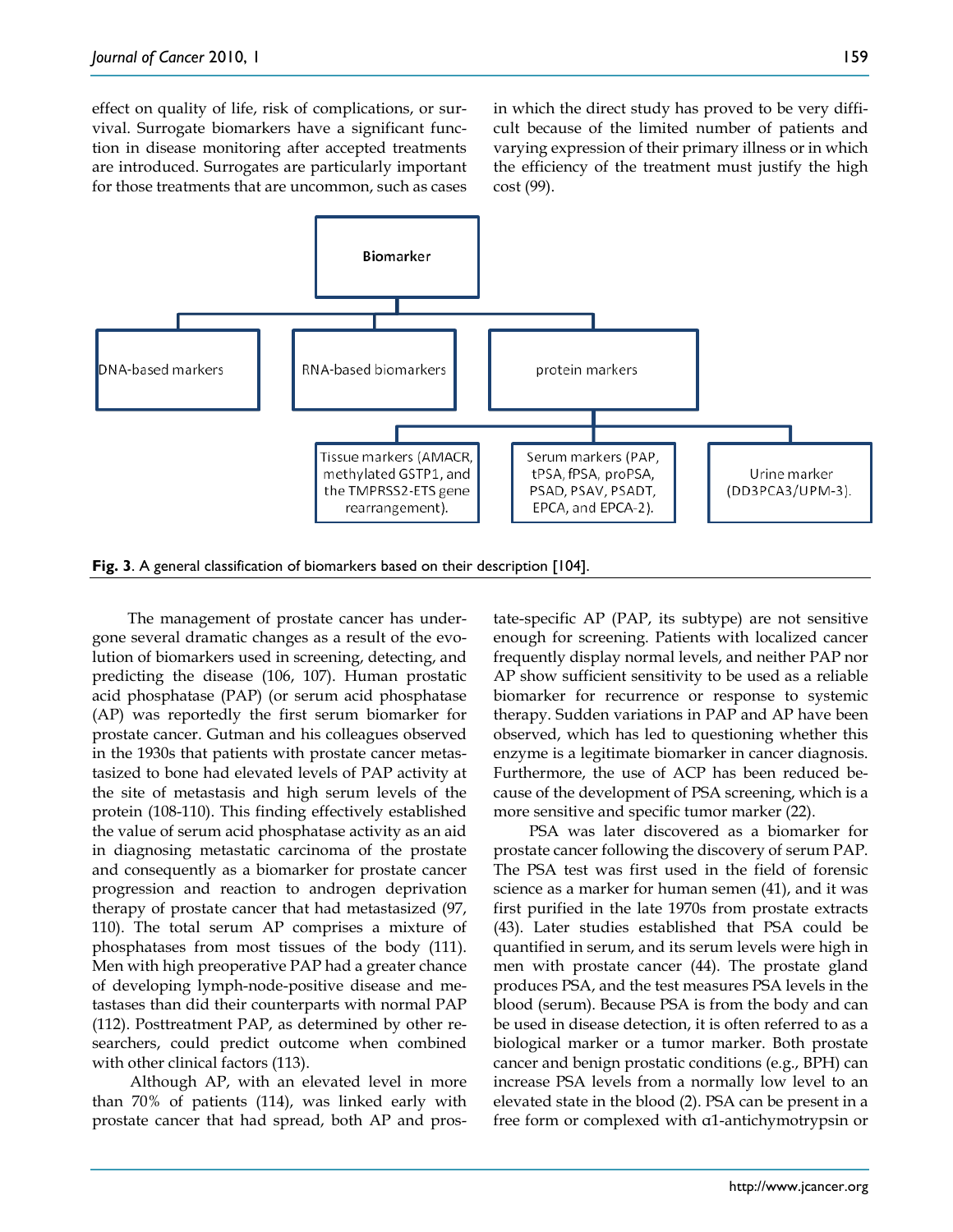effect on quality of life, risk of complications, or survival. Surrogate biomarkers have a significant function in disease monitoring after accepted treatments are introduced. Surrogates are particularly important for those treatments that are uncommon, such as cases in which the direct study has proved to be very difficult because of the limited number of patients and varying expression of their primary illness or in which the efficiency of the treatment must justify the high cost (99).

- Biomarker
  - DNA-based markers
  - RNA-based biomarkers
  - protein markers
    - Tissue markers (AMACR, methylated GSTP1, and the TMPRSS2-ETS gene rearrangement).
    - Serum markers (PAP, tPSA, fPSA, proPSA, PSAD, PSAV, PSADT, EPCA, and EPCA-2).
    - Urine marker (DD3PCA3/UPM-3).

**Fig. 3**. A general classification of biomarkers based on their description [104].

The management of prostate cancer has undergone several dramatic changes as a result of the evolution of biomarkers used in screening, detecting, and predicting the disease (106, 107). Human prostatic acid phosphatase (PAP) (or serum acid phosphatase (AP) was reportedly the first serum biomarker for prostate cancer. Gutman and his colleagues observed in the 1930s that patients with prostate cancer metastasized to bone had elevated levels of PAP activity at the site of metastasis and high serum levels of the protein (108-110). This finding effectively established the value of serum acid phosphatase activity as an aid in diagnosing metastatic carcinoma of the prostate and consequently as a biomarker for prostate cancer progression and reaction to androgen deprivation therapy of prostate cancer that had metastasized (97, 110). The total serum AP comprises a mixture of phosphatases from most tissues of the body (111). Men with high preoperative PAP had a greater chance of developing lymph-node-positive disease and metastases than did their counterparts with normal PAP (112). Posttreatment PAP, as determined by other researchers, could predict outcome when combined with other clinical factors (113).

Although AP, with an elevated level in more than 70% of patients (114), was linked early with prostate cancer that had spread, both AP and prostate-specific AP (PAP, its subtype) are not sensitive enough for screening. Patients with localized cancer frequently display normal levels, and neither PAP nor AP show sufficient sensitivity to be used as a reliable biomarker for recurrence or response to systemic therapy. Sudden variations in PAP and AP have been observed, which has led to questioning whether this enzyme is a legitimate biomarker in cancer diagnosis. Furthermore, the use of ACP has been reduced because of the development of PSA screening, which is a more sensitive and specific tumor marker (22).

PSA was later discovered as a biomarker for prostate cancer following the discovery of serum PAP. The PSA test was first used in the field of forensic science as a marker for human semen (41), and it was first purified in the late 1970s from prostate extracts (43). Later studies established that PSA could be quantified in serum, and its serum levels were high in men with prostate cancer (44). The prostate gland produces PSA, and the test measures PSA levels in the blood (serum). Because PSA is from the body and can be used in disease detection, it is often referred to as a biological marker or a tumor marker. Both prostate cancer and benign prostatic conditions (e.g., BPH) can increase PSA levels from a normally low level to an elevated state in the blood (2). PSA can be present in a free form or complexed with α1-antichymotrypsin or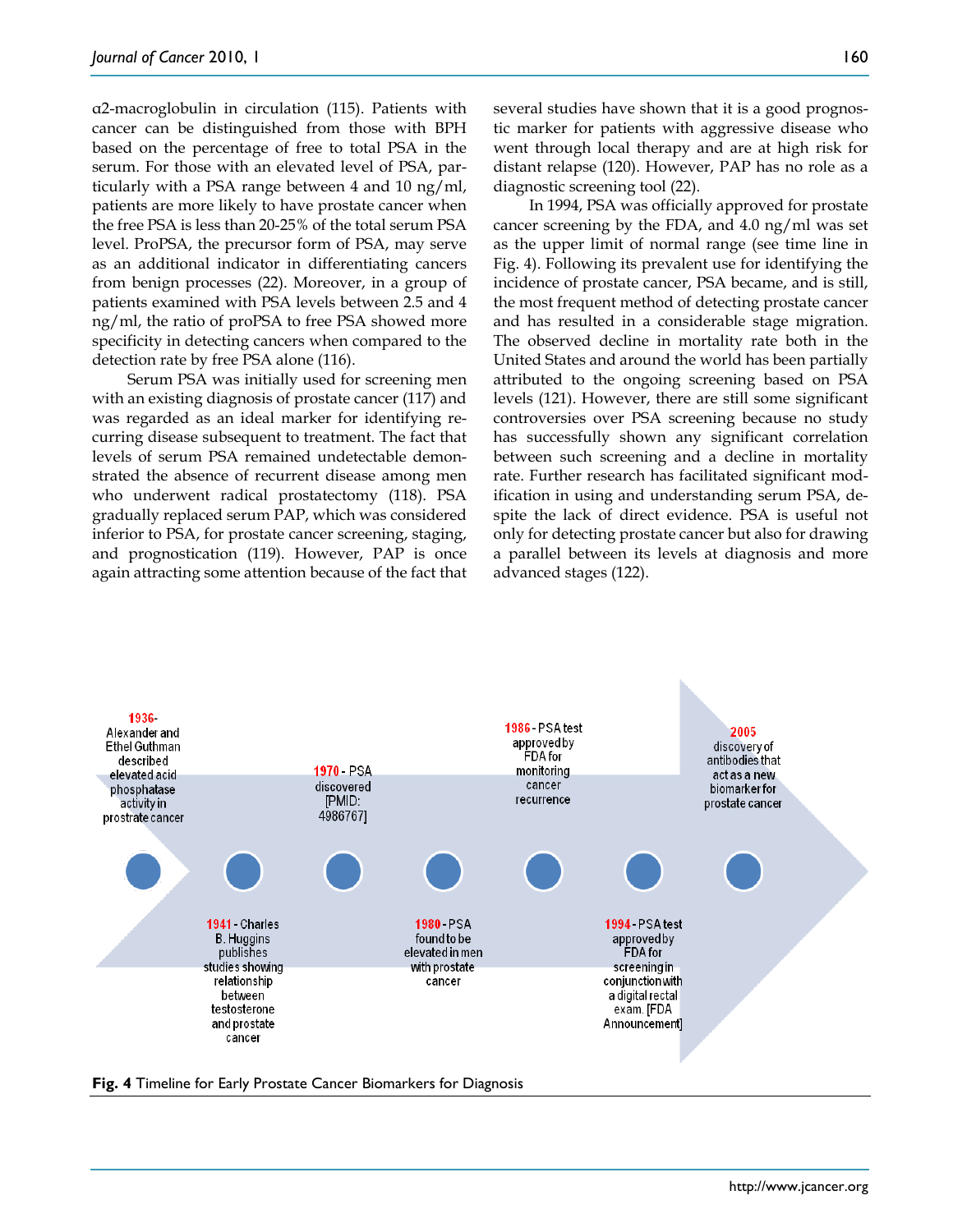α2-macroglobulin in circulation (115). Patients with cancer can be distinguished from those with BPH based on the percentage of free to total PSA in the serum. For those with an elevated level of PSA, particularly with a PSA range between 4 and 10 ng/ml, patients are more likely to have prostate cancer when the free PSA is less than 20-25% of the total serum PSA level. ProPSA, the precursor form of PSA, may serve as an additional indicator in differentiating cancers from benign processes (22). Moreover, in a group of patients examined with PSA levels between 2.5 and 4 ng/ml, the ratio of proPSA to free PSA showed more specificity in detecting cancers when compared to the detection rate by free PSA alone (116).

Serum PSA was initially used for screening men with an existing diagnosis of prostate cancer (117) and was regarded as an ideal marker for identifying recurring disease subsequent to treatment. The fact that levels of serum PSA remained undetectable demonstrated the absence of recurrent disease among men who underwent radical prostatectomy (118). PSA gradually replaced serum PAP, which was considered inferior to PSA, for prostate cancer screening, staging, and prognostication (119). However, PAP is once again attracting some attention because of the fact that several studies have shown that it is a good prognostic marker for patients with aggressive disease who went through local therapy and are at high risk for distant relapse (120). However, PAP has no role as a diagnostic screening tool (22).

In 1994, PSA was officially approved for prostate cancer screening by the FDA, and 4.0 ng/ml was set as the upper limit of normal range (see time line in Fig. 4). Following its prevalent use for identifying the incidence of prostate cancer, PSA became, and is still, the most frequent method of detecting prostate cancer and has resulted in a considerable stage migration. The observed decline in mortality rate both in the United States and around the world has been partially attributed to the ongoing screening based on PSA levels (121). However, there are still some significant controversies over PSA screening because no study has successfully shown any significant correlation between such screening and a decline in mortality rate. Further research has facilitated significant modification in using and understanding serum PSA, despite the lack of direct evidence. PSA is useful not only for detecting prostate cancer but also for drawing a parallel between its levels at diagnosis and more advanced stages (122).

- **1936** - Alexander and Ethel Guthman described elevated acid phosphatase activity in prostrate cancer
- **1941** - Charles B. Huggins publishes studies showing relationship between testosterone and prostate cancer
- **1970** - PSA discovered [PMID: 4986767]
- **1980** - PSA found to be elevated in men with prostate cancer
- **1986** - PSA test approved by FDA for monitoring cancer recurrence
- **1994** - PSA test approved by FDA for screening in conjunction with a digital rectal exam. [FDA Announcement]
- **2005** discovery of antibodies that act as a new biomarker for prostate cancer

**Fig. 4** Timeline for Early Prostate Cancer Biomarkers for Diagnosis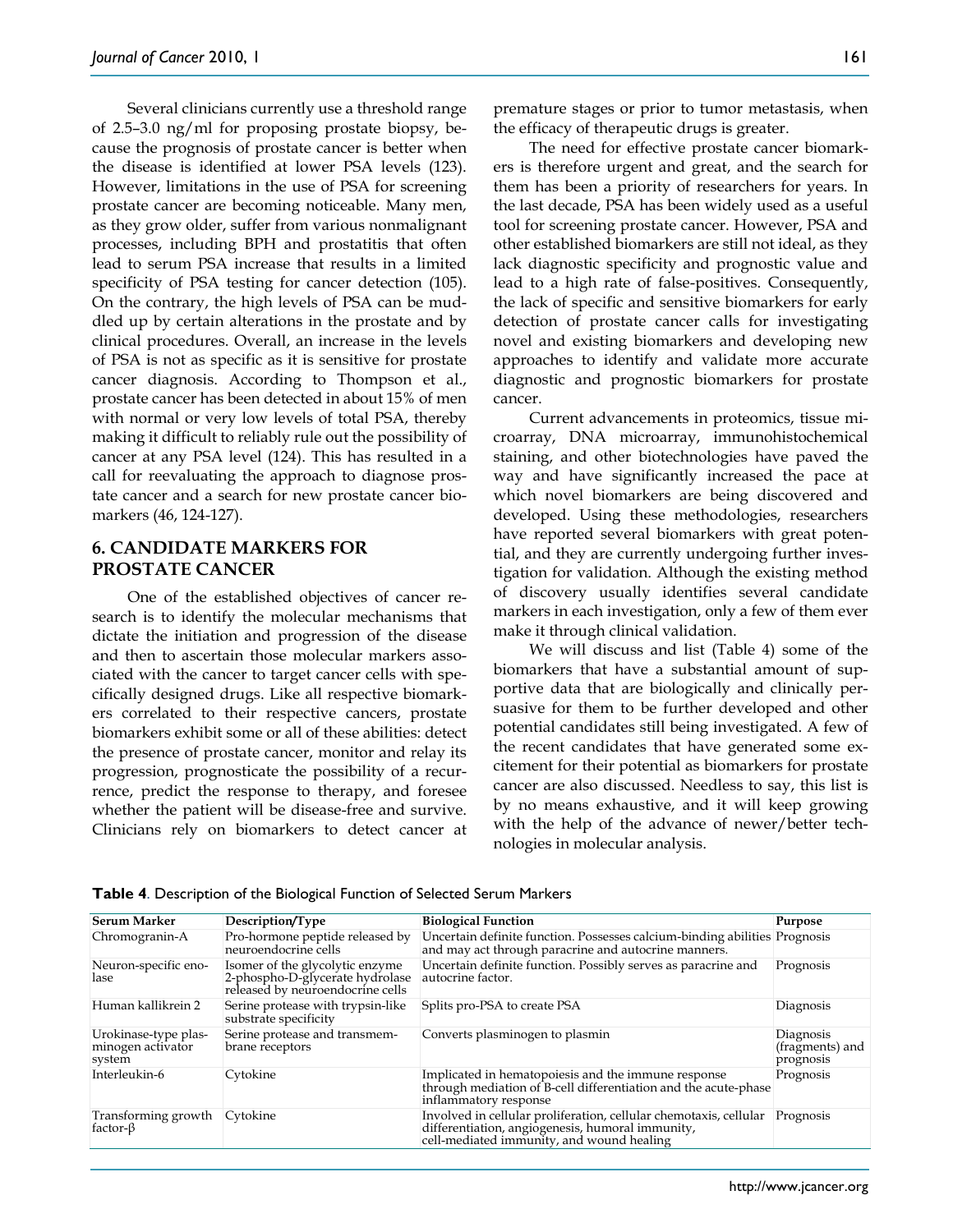Several clinicians currently use a threshold range of 2.5–3.0 ng/ml for proposing prostate biopsy, because the prognosis of prostate cancer is better when the disease is identified at lower PSA levels (123). However, limitations in the use of PSA for screening prostate cancer are becoming noticeable. Many men, as they grow older, suffer from various nonmalignant processes, including BPH and prostatitis that often lead to serum PSA increase that results in a limited specificity of PSA testing for cancer detection (105). On the contrary, the high levels of PSA can be muddled up by certain alterations in the prostate and by clinical procedures. Overall, an increase in the levels of PSA is not as specific as it is sensitive for prostate cancer diagnosis. According to Thompson et al., prostate cancer has been detected in about 15% of men with normal or very low levels of total PSA, thereby making it difficult to reliably rule out the possibility of cancer at any PSA level (124). This has resulted in a call for reevaluating the approach to diagnose prostate cancer and a search for new prostate cancer biomarkers (46, 124-127).

## 6. CANDIDATE MARKERS FOR PROSTATE CANCER

One of the established objectives of cancer research is to identify the molecular mechanisms that dictate the initiation and progression of the disease and then to ascertain those molecular markers associated with the cancer to target cancer cells with specifically designed drugs. Like all respective biomarkers correlated to their respective cancers, prostate biomarkers exhibit some or all of these abilities: detect the presence of prostate cancer, monitor and relay its progression, prognosticate the possibility of a recurrence, predict the response to therapy, and foresee whether the patient will be disease-free and survive. Clinicians rely on biomarkers to detect cancer at premature stages or prior to tumor metastasis, when the efficacy of therapeutic drugs is greater.

The need for effective prostate cancer biomarkers is therefore urgent and great, and the search for them has been a priority of researchers for years. In the last decade, PSA has been widely used as a useful tool for screening prostate cancer. However, PSA and other established biomarkers are still not ideal, as they lack diagnostic specificity and prognostic value and lead to a high rate of false-positives. Consequently, the lack of specific and sensitive biomarkers for early detection of prostate cancer calls for investigating novel and existing biomarkers and developing new approaches to identify and validate more accurate diagnostic and prognostic biomarkers for prostate cancer.

Current advancements in proteomics, tissue microarray, DNA microarray, immunohistochemical staining, and other biotechnologies have paved the way and have significantly increased the pace at which novel biomarkers are being discovered and developed. Using these methodologies, researchers have reported several biomarkers with great potential, and they are currently undergoing further investigation for validation. Although the existing method of discovery usually identifies several candidate markers in each investigation, only a few of them ever make it through clinical validation.

We will discuss and list (Table 4) some of the biomarkers that have a substantial amount of supportive data that are biologically and clinically persuasive for them to be further developed and other potential candidates still being investigated. A few of the recent candidates that have generated some excitement for their potential as biomarkers for prostate cancer are also discussed. Needless to say, this list is by no means exhaustive, and it will keep growing with the help of the advance of newer/better technologies in molecular analysis.

**Table 4**. Description of the Biological Function of Selected Serum Markers

| Serum Marker | Description/Type | Biological Function | Purpose |
|---|---|---|---|
| Chromogranin-A | Pro-hormone peptide released by neuroendocrine cells | Uncertain definite function. Possesses calcium-binding abilities and may act through paracrine and autocrine manners. | Prognosis |
| Neuron-specific enolase | Isomer of the glycolytic enzyme 2-phospho-D-glycerate hydrolase released by neuroendocrine cells | Uncertain definite function. Possibly serves as paracrine and autocrine factor. | Prognosis |
| Human kallikrein 2 | Serine protease with trypsin-like substrate specificity | Splits pro-PSA to create PSA | Diagnosis |
| Urokinase-type plasminogen activator system | Serine protease and transmembrane receptors | Converts plasminogen to plasmin | Diagnosis (fragments) and prognosis |
| Interleukin-6 | Cytokine | Implicated in hematopoiesis and the immune response through mediation of B-cell differentiation and the acute-phase inflammatory response | Prognosis |
| Transforming growth factor-β | Cytokine | Involved in cellular proliferation, cellular chemotaxis, cellular differentiation, angiogenesis, humoral immunity, cell-mediated immunity, and wound healing | Prognosis |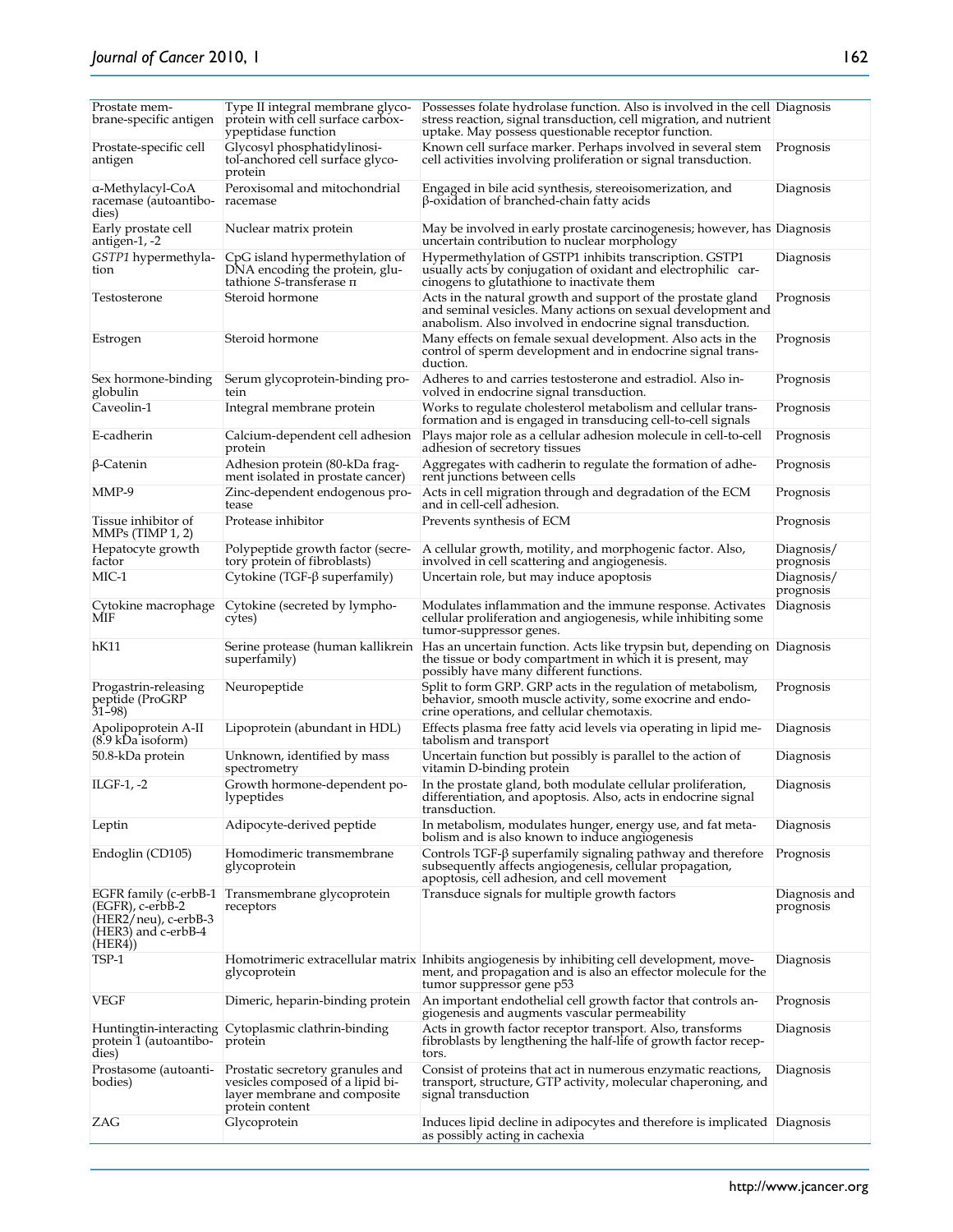| | | | |
|---|---|---|---|
| Prostate membrane-specific antigen | Type II integral membrane glycoprotein with cell surface carboxypeptidase function | Possesses folate hydrolase function. Also is involved in the cell stress reaction, signal transduction, cell migration, and nutrient uptake. May possess questionable receptor function. | Diagnosis |
| Prostate-specific cell antigen | Glycosyl phosphatidylinositol-anchored cell surface glycoprotein | Known cell surface marker. Perhaps involved in several stem cell activities involving proliferation or signal transduction. | Prognosis |
| α-Methylacyl-CoA racemase (autoantibodies) | Peroxisomal and mitochondrial racemase | Engaged in bile acid synthesis, stereoisomerization, and β-oxidation of branched-chain fatty acids | Diagnosis |
| Early prostate cell antigen-1, -2 | Nuclear matrix protein | May be involved in early prostate carcinogenesis; however, has uncertain contribution to nuclear morphology | Diagnosis |
| *GSTP1* hypermethylation | CpG island hypermethylation of DNA encoding the protein, glutathione *S*-transferase π | Hypermethylation of GSTP1 inhibits transcription. GSTP1 usually acts by conjugation of oxidant and electrophilic carcinogens to glutathione to inactivate them | Diagnosis |
| Testosterone | Steroid hormone | Acts in the natural growth and support of the prostate gland and seminal vesicles. Many actions on sexual development and anabolism. Also involved in endocrine signal transduction. | Prognosis |
| Estrogen | Steroid hormone | Many effects on female sexual development. Also acts in the control of sperm development and in endocrine signal transduction. | Prognosis |
| Sex hormone-binding globulin | Serum glycoprotein-binding protein | Adheres to and carries testosterone and estradiol. Also involved in endocrine signal transduction. | Prognosis |
| Caveolin-1 | Integral membrane protein | Works to regulate cholesterol metabolism and cellular transformation and is engaged in transducing cell-to-cell signals | Prognosis |
| E-cadherin | Calcium-dependent cell adhesion protein | Plays major role as a cellular adhesion molecule in cell-to-cell adhesion of secretory tissues | Prognosis |
| β-Catenin | Adhesion protein (80-kDa fragment isolated in prostate cancer) | Aggregates with cadherin to regulate the formation of adherent junctions between cells | Prognosis |
| MMP-9 | Zinc-dependent endogenous protease | Acts in cell migration through and degradation of the ECM and in cell-cell adhesion. | Prognosis |
| Tissue inhibitor of MMPs (TIMP 1, 2) | Protease inhibitor | Prevents synthesis of ECM | Prognosis |
| Hepatocyte growth factor | Polypeptide growth factor (secretory protein of fibroblasts) | A cellular growth, motility, and morphogenic factor. Also, involved in cell scattering and angiogenesis. | Diagnosis/ prognosis |
| MIC-1 | Cytokine (TGF-β superfamily) | Uncertain role, but may induce apoptosis | Diagnosis/ prognosis |
| Cytokine macrophage MIF | Cytokine (secreted by lymphocytes) | Modulates inflammation and the immune response. Activates cellular proliferation and angiogenesis, while inhibiting some tumor-suppressor genes. | Diagnosis |
| hK11 | Serine protease (human kallikrein superfamily) | Has an uncertain function. Acts like trypsin but, depending on the tissue or body compartment in which it is present, may possibly have many different functions. | Diagnosis |
| Progastrin-releasing peptide (ProGRP 31–98) | Neuropeptide | Split to form GRP. GRP acts in the regulation of metabolism, behavior, smooth muscle activity, some exocrine and endocrine operations, and cellular chemotaxis. | Prognosis |
| Apolipoprotein A-II (8.9 kDa isoform) | Lipoprotein (abundant in HDL) | Effects plasma free fatty acid levels via operating in lipid metabolism and transport | Diagnosis |
| 50.8-kDa protein | Unknown, identified by mass spectrometry | Uncertain function but possibly is parallel to the action of vitamin D-binding protein | Diagnosis |
| ILGF-1, -2 | Growth hormone-dependent polypeptides | In the prostate gland, both modulate cellular proliferation, differentiation, and apoptosis. Also, acts in endocrine signal transduction. | Diagnosis |
| Leptin | Adipocyte-derived peptide | In metabolism, modulates hunger, energy use, and fat metabolism and is also known to induce angiogenesis | Diagnosis |
| Endoglin (CD105) | Homodimeric transmembrane glycoprotein | Controls TGF-β superfamily signaling pathway and therefore subsequently affects angiogenesis, cellular propagation, apoptosis, cell adhesion, and cell movement | Prognosis |
| EGFR family (c-erbB-1 (EGFR), c-erbB-2 (HER2/neu), c-erbB-3 (HER3) and c-erbB-4 (HER4)) | Transmembrane glycoprotein receptors | Transduce signals for multiple growth factors | Diagnosis and prognosis |
| TSP-1 | Homotrimeric extracellular matrix glycoprotein | Inhibits angiogenesis by inhibiting cell development, movement, and propagation and is also an effector molecule for the tumor suppressor gene p53 | Diagnosis |
| VEGF | Dimeric, heparin-binding protein | An important endothelial cell growth factor that controls angiogenesis and augments vascular permeability | Prognosis |
| Huntingtin-interacting protein 1 (autoantibodies) | Cytoplasmic clathrin-binding protein | Acts in growth factor receptor transport. Also, transforms fibroblasts by lengthening the half-life of growth factor receptors. | Diagnosis |
| Prostasome (autoantibodies) | Prostatic secretory granules and vesicles composed of a lipid bilayer membrane and composite protein content | Consist of proteins that act in numerous enzymatic reactions, transport, structure, GTP activity, molecular chaperoning, and signal transduction | Diagnosis |
| ZAG | Glycoprotein | Induces lipid decline in adipocytes and therefore is implicated as possibly acting in cachexia | Diagnosis |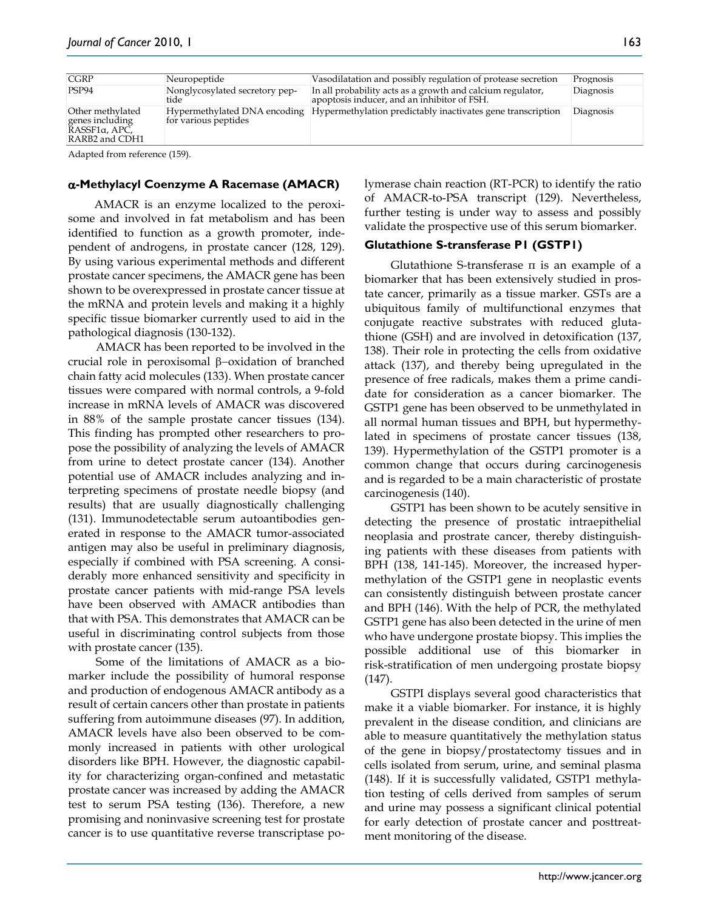| CGRP | Neuropeptide | Vasodilatation and possibly regulation of protease secretion | Prognosis |
|---|---|---|---|
| PSP94 | Nonglycosylated secretory peptide | In all probability acts as a growth and calcium regulator, apoptosis inducer, and an inhibitor of FSH. | Diagnosis |
| Other methylated genes including RASSF1α, APC, RARB2 and CDH1 | Hypermethylated DNA encoding for various peptides | Hypermethylation predictably inactivates gene transcription | Diagnosis |

Adapted from reference (159).

### α-Methylacyl Coenzyme A Racemase (AMACR)

AMACR is an enzyme localized to the peroxisome and involved in fat metabolism and has been identified to function as a growth promoter, independent of androgens, in prostate cancer (128, 129). By using various experimental methods and different prostate cancer specimens, the AMACR gene has been shown to be overexpressed in prostate cancer tissue at the mRNA and protein levels and making it a highly specific tissue biomarker currently used to aid in the pathological diagnosis (130-132).

AMACR has been reported to be involved in the crucial role in peroxisomal β–oxidation of branched chain fatty acid molecules (133). When prostate cancer tissues were compared with normal controls, a 9-fold increase in mRNA levels of AMACR was discovered in 88% of the sample prostate cancer tissues (134). This finding has prompted other researchers to propose the possibility of analyzing the levels of AMACR from urine to detect prostate cancer (134). Another potential use of AMACR includes analyzing and interpreting specimens of prostate needle biopsy (and results) that are usually diagnostically challenging (131). Immunodetectable serum autoantibodies generated in response to the AMACR tumor-associated antigen may also be useful in preliminary diagnosis, especially if combined with PSA screening. A considerably more enhanced sensitivity and specificity in prostate cancer patients with mid-range PSA levels have been observed with AMACR antibodies than that with PSA. This demonstrates that AMACR can be useful in discriminating control subjects from those with prostate cancer (135).

Some of the limitations of AMACR as a biomarker include the possibility of humoral response and production of endogenous AMACR antibody as a result of certain cancers other than prostate in patients suffering from autoimmune diseases (97). In addition, AMACR levels have also been observed to be commonly increased in patients with other urological disorders like BPH. However, the diagnostic capability for characterizing organ-confined and metastatic prostate cancer was increased by adding the AMACR test to serum PSA testing (136). Therefore, a new promising and noninvasive screening test for prostate cancer is to use quantitative reverse transcriptase polymerase chain reaction (RT-PCR) to identify the ratio of AMACR-to-PSA transcript (129). Nevertheless, further testing is under way to assess and possibly validate the prospective use of this serum biomarker.

### Glutathione S-transferase P1 (GSTP1)

Glutathione S-transferase π is an example of a biomarker that has been extensively studied in prostate cancer, primarily as a tissue marker. GSTs are a ubiquitous family of multifunctional enzymes that conjugate reactive substrates with reduced glutathione (GSH) and are involved in detoxification (137, 138). Their role in protecting the cells from oxidative attack (137), and thereby being upregulated in the presence of free radicals, makes them a prime candidate for consideration as a cancer biomarker. The GSTP1 gene has been observed to be unmethylated in all normal human tissues and BPH, but hypermethylated in specimens of prostate cancer tissues (138, 139). Hypermethylation of the GSTP1 promoter is a common change that occurs during carcinogenesis and is regarded to be a main characteristic of prostate carcinogenesis (140).

GSTP1 has been shown to be acutely sensitive in detecting the presence of prostatic intraepithelial neoplasia and prostrate cancer, thereby distinguishing patients with these diseases from patients with BPH (138, 141-145). Moreover, the increased hypermethylation of the GSTP1 gene in neoplastic events can consistently distinguish between prostate cancer and BPH (146). With the help of PCR, the methylated GSTP1 gene has also been detected in the urine of men who have undergone prostate biopsy. This implies the possible additional use of this biomarker in risk-stratification of men undergoing prostate biopsy (147).

GSTPI displays several good characteristics that make it a viable biomarker. For instance, it is highly prevalent in the disease condition, and clinicians are able to measure quantitatively the methylation status of the gene in biopsy/prostatectomy tissues and in cells isolated from serum, urine, and seminal plasma (148). If it is successfully validated, GSTP1 methylation testing of cells derived from samples of serum and urine may possess a significant clinical potential for early detection of prostate cancer and posttreatment monitoring of the disease.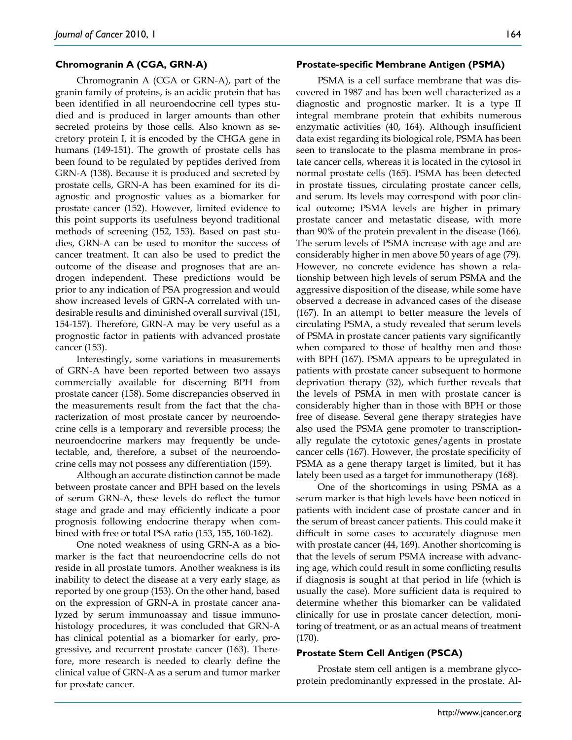### Chromogranin A (CGA, GRN-A)

Chromogranin A (CGA or GRN-A), part of the granin family of proteins, is an acidic protein that has been identified in all neuroendocrine cell types studied and is produced in larger amounts than other secreted proteins by those cells. Also known as secretory protein I, it is encoded by the CHGA gene in humans (149-151). The growth of prostate cells has been found to be regulated by peptides derived from GRN-A (138). Because it is produced and secreted by prostate cells, GRN-A has been examined for its diagnostic and prognostic values as a biomarker for prostate cancer (152). However, limited evidence to this point supports its usefulness beyond traditional methods of screening (152, 153). Based on past studies, GRN-A can be used to monitor the success of cancer treatment. It can also be used to predict the outcome of the disease and prognoses that are androgen independent. These predictions would be prior to any indication of PSA progression and would show increased levels of GRN-A correlated with undesirable results and diminished overall survival (151, 154-157). Therefore, GRN-A may be very useful as a prognostic factor in patients with advanced prostate cancer (153).

Interestingly, some variations in measurements of GRN-A have been reported between two assays commercially available for discerning BPH from prostate cancer (158). Some discrepancies observed in the measurements result from the fact that the characterization of most prostate cancer by neuroendocrine cells is a temporary and reversible process; the neuroendocrine markers may frequently be undetectable, and, therefore, a subset of the neuroendocrine cells may not possess any differentiation (159).

Although an accurate distinction cannot be made between prostate cancer and BPH based on the levels of serum GRN-A, these levels do reflect the tumor stage and grade and may efficiently indicate a poor prognosis following endocrine therapy when combined with free or total PSA ratio (153, 155, 160-162).

One noted weakness of using GRN-A as a biomarker is the fact that neuroendocrine cells do not reside in all prostate tumors. Another weakness is its inability to detect the disease at a very early stage, as reported by one group (153). On the other hand, based on the expression of GRN-A in prostate cancer analyzed by serum immunoassay and tissue immunohistology procedures, it was concluded that GRN-A has clinical potential as a biomarker for early, progressive, and recurrent prostate cancer (163). Therefore, more research is needed to clearly define the clinical value of GRN-A as a serum and tumor marker for prostate cancer.

### Prostate-specific Membrane Antigen (PSMA)

PSMA is a cell surface membrane that was discovered in 1987 and has been well characterized as a diagnostic and prognostic marker. It is a type II integral membrane protein that exhibits numerous enzymatic activities (40, 164). Although insufficient data exist regarding its biological role, PSMA has been seen to translocate to the plasma membrane in prostate cancer cells, whereas it is located in the cytosol in normal prostate cells (165). PSMA has been detected in prostate tissues, circulating prostate cancer cells, and serum. Its levels may correspond with poor clinical outcome; PSMA levels are higher in primary prostate cancer and metastatic disease, with more than 90% of the protein prevalent in the disease (166). The serum levels of PSMA increase with age and are considerably higher in men above 50 years of age (79). However, no concrete evidence has shown a relationship between high levels of serum PSMA and the aggressive disposition of the disease, while some have observed a decrease in advanced cases of the disease (167). In an attempt to better measure the levels of circulating PSMA, a study revealed that serum levels of PSMA in prostate cancer patients vary significantly when compared to those of healthy men and those with BPH (167). PSMA appears to be upregulated in patients with prostate cancer subsequent to hormone deprivation therapy (32), which further reveals that the levels of PSMA in men with prostate cancer is considerably higher than in those with BPH or those free of disease. Several gene therapy strategies have also used the PSMA gene promoter to transcriptionally regulate the cytotoxic genes/agents in prostate cancer cells (167). However, the prostate specificity of PSMA as a gene therapy target is limited, but it has lately been used as a target for immunotherapy (168).

One of the shortcomings in using PSMA as a serum marker is that high levels have been noticed in patients with incident case of prostate cancer and in the serum of breast cancer patients. This could make it difficult in some cases to accurately diagnose men with prostate cancer (44, 169). Another shortcoming is that the levels of serum PSMA increase with advancing age, which could result in some conflicting results if diagnosis is sought at that period in life (which is usually the case). More sufficient data is required to determine whether this biomarker can be validated clinically for use in prostate cancer detection, monitoring of treatment, or as an actual means of treatment (170).

### Prostate Stem Cell Antigen (PSCA)

Prostate stem cell antigen is a membrane glycoprotein predominantly expressed in the prostate. Al-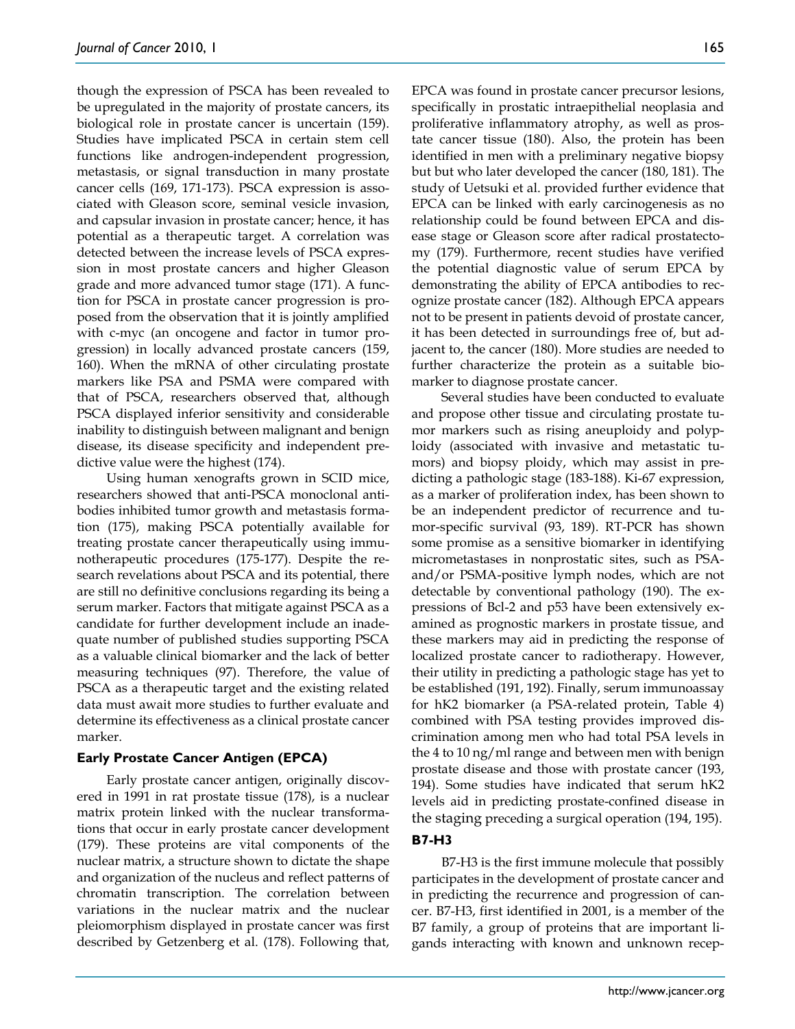though the expression of PSCA has been revealed to be upregulated in the majority of prostate cancers, its biological role in prostate cancer is uncertain (159). Studies have implicated PSCA in certain stem cell functions like androgen-independent progression, metastasis, or signal transduction in many prostate cancer cells (169, 171-173). PSCA expression is associated with Gleason score, seminal vesicle invasion, and capsular invasion in prostate cancer; hence, it has potential as a therapeutic target. A correlation was detected between the increase levels of PSCA expression in most prostate cancers and higher Gleason grade and more advanced tumor stage (171). A function for PSCA in prostate cancer progression is proposed from the observation that it is jointly amplified with c-myc (an oncogene and factor in tumor progression) in locally advanced prostate cancers (159, 160). When the mRNA of other circulating prostate markers like PSA and PSMA were compared with that of PSCA, researchers observed that, although PSCA displayed inferior sensitivity and considerable inability to distinguish between malignant and benign disease, its disease specificity and independent predictive value were the highest (174).

Using human xenografts grown in SCID mice, researchers showed that anti-PSCA monoclonal antibodies inhibited tumor growth and metastasis formation (175), making PSCA potentially available for treating prostate cancer therapeutically using immunotherapeutic procedures (175-177). Despite the research revelations about PSCA and its potential, there are still no definitive conclusions regarding its being a serum marker. Factors that mitigate against PSCA as a candidate for further development include an inadequate number of published studies supporting PSCA as a valuable clinical biomarker and the lack of better measuring techniques (97). Therefore, the value of PSCA as a therapeutic target and the existing related data must await more studies to further evaluate and determine its effectiveness as a clinical prostate cancer marker.

### Early Prostate Cancer Antigen (EPCA)

Early prostate cancer antigen, originally discovered in 1991 in rat prostate tissue (178), is a nuclear matrix protein linked with the nuclear transformations that occur in early prostate cancer development (179). These proteins are vital components of the nuclear matrix, a structure shown to dictate the shape and organization of the nucleus and reflect patterns of chromatin transcription. The correlation between variations in the nuclear matrix and the nuclear pleiomorphism displayed in prostate cancer was first described by Getzenberg et al. (178). Following that, EPCA was found in prostate cancer precursor lesions, specifically in prostatic intraepithelial neoplasia and proliferative inflammatory atrophy, as well as prostate cancer tissue (180). Also, the protein has been identified in men with a preliminary negative biopsy but but who later developed the cancer (180, 181). The study of Uetsuki et al. provided further evidence that EPCA can be linked with early carcinogenesis as no relationship could be found between EPCA and disease stage or Gleason score after radical prostatectomy (179). Furthermore, recent studies have verified the potential diagnostic value of serum EPCA by demonstrating the ability of EPCA antibodies to recognize prostate cancer (182). Although EPCA appears not to be present in patients devoid of prostate cancer, it has been detected in surroundings free of, but adjacent to, the cancer (180). More studies are needed to further characterize the protein as a suitable biomarker to diagnose prostate cancer.

Several studies have been conducted to evaluate and propose other tissue and circulating prostate tumor markers such as rising aneuploidy and polyploidy (associated with invasive and metastatic tumors) and biopsy ploidy, which may assist in predicting a pathologic stage (183-188). Ki-67 expression, as a marker of proliferation index, has been shown to be an independent predictor of recurrence and tumor-specific survival (93, 189). RT-PCR has shown some promise as a sensitive biomarker in identifying micrometastases in nonprostatic sites, such as PSA- and/or PSMA-positive lymph nodes, which are not detectable by conventional pathology (190). The expressions of Bcl-2 and p53 have been extensively examined as prognostic markers in prostate tissue, and these markers may aid in predicting the response of localized prostate cancer to radiotherapy. However, their utility in predicting a pathologic stage has yet to be established (191, 192). Finally, serum immunoassay for hK2 biomarker (a PSA-related protein, Table 4) combined with PSA testing provides improved discrimination among men who had total PSA levels in the 4 to 10 ng/ml range and between men with benign prostate disease and those with prostate cancer (193, 194). Some studies have indicated that serum hK2 levels aid in predicting prostate-confined disease in the staging preceding a surgical operation (194, 195).

### B7-H3

B7-H3 is the first immune molecule that possibly participates in the development of prostate cancer and in predicting the recurrence and progression of cancer. B7-H3, first identified in 2001, is a member of the B7 family, a group of proteins that are important ligands interacting with known and unknown recep-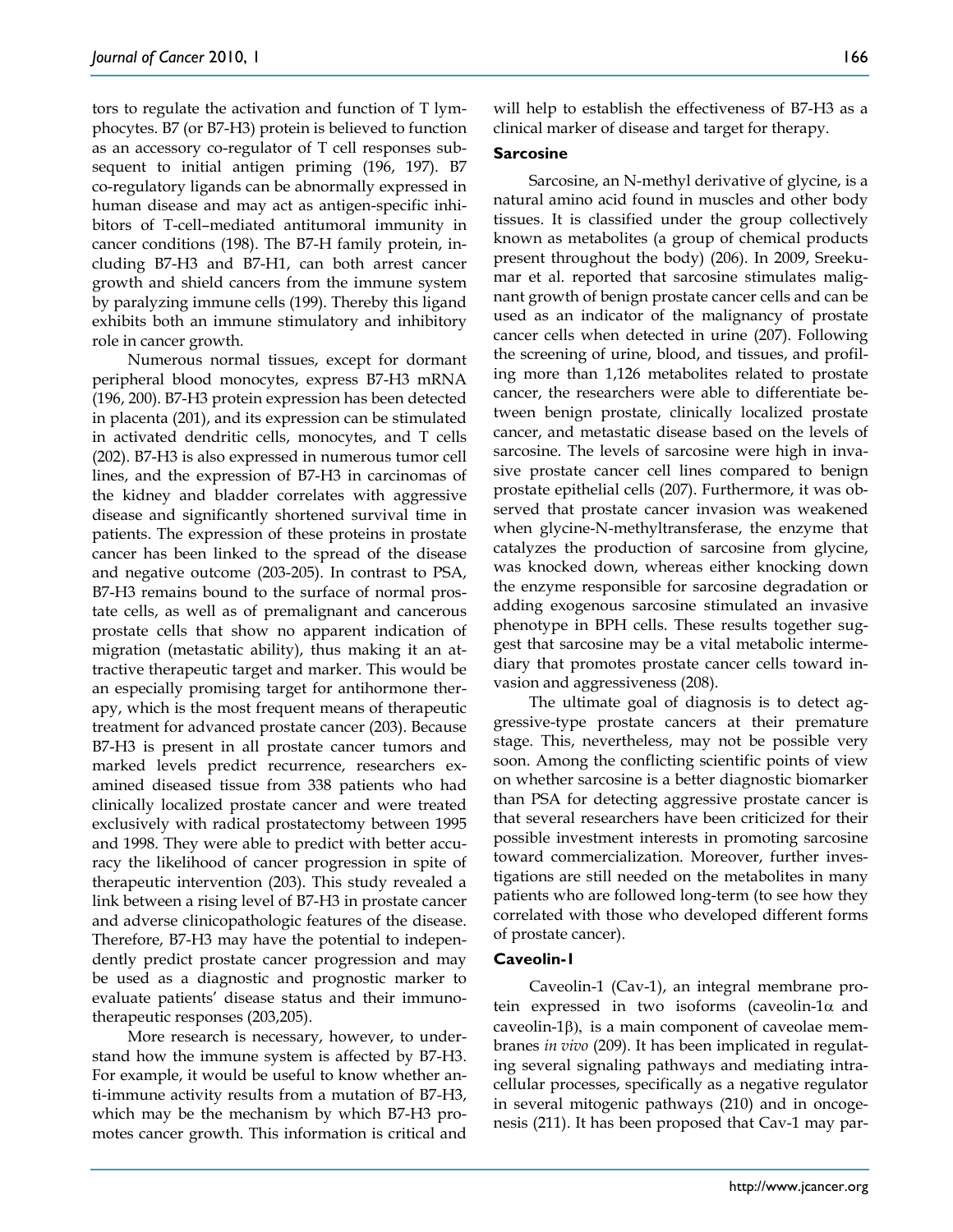tors to regulate the activation and function of T lymphocytes. B7 (or B7-H3) protein is believed to function as an accessory co-regulator of T cell responses subsequent to initial antigen priming (196, 197). B7 co-regulatory ligands can be abnormally expressed in human disease and may act as antigen-specific inhibitors of T-cell–mediated antitumoral immunity in cancer conditions (198). The B7-H family protein, including B7-H3 and B7-H1, can both arrest cancer growth and shield cancers from the immune system by paralyzing immune cells (199). Thereby this ligand exhibits both an immune stimulatory and inhibitory role in cancer growth.

Numerous normal tissues, except for dormant peripheral blood monocytes, express B7-H3 mRNA (196, 200). B7-H3 protein expression has been detected in placenta (201), and its expression can be stimulated in activated dendritic cells, monocytes, and T cells (202). B7-H3 is also expressed in numerous tumor cell lines, and the expression of B7-H3 in carcinomas of the kidney and bladder correlates with aggressive disease and significantly shortened survival time in patients. The expression of these proteins in prostate cancer has been linked to the spread of the disease and negative outcome (203-205). In contrast to PSA, B7-H3 remains bound to the surface of normal prostate cells, as well as of premalignant and cancerous prostate cells that show no apparent indication of migration (metastatic ability), thus making it an attractive therapeutic target and marker. This would be an especially promising target for antihormone therapy, which is the most frequent means of therapeutic treatment for advanced prostate cancer (203). Because B7-H3 is present in all prostate cancer tumors and marked levels predict recurrence, researchers examined diseased tissue from 338 patients who had clinically localized prostate cancer and were treated exclusively with radical prostatectomy between 1995 and 1998. They were able to predict with better accuracy the likelihood of cancer progression in spite of therapeutic intervention (203). This study revealed a link between a rising level of B7-H3 in prostate cancer and adverse clinicopathologic features of the disease. Therefore, B7-H3 may have the potential to independently predict prostate cancer progression and may be used as a diagnostic and prognostic marker to evaluate patients' disease status and their immunotherapeutic responses (203,205).

More research is necessary, however, to understand how the immune system is affected by B7-H3. For example, it would be useful to know whether anti-immune activity results from a mutation of B7-H3, which may be the mechanism by which B7-H3 promotes cancer growth. This information is critical and will help to establish the effectiveness of B7-H3 as a clinical marker of disease and target for therapy.

#### Sarcosine

Sarcosine, an N-methyl derivative of glycine, is a natural amino acid found in muscles and other body tissues. It is classified under the group collectively known as metabolites (a group of chemical products present throughout the body) (206). In 2009, Sreekumar et al. reported that sarcosine stimulates malignant growth of benign prostate cancer cells and can be used as an indicator of the malignancy of prostate cancer cells when detected in urine (207). Following the screening of urine, blood, and tissues, and profiling more than 1,126 metabolites related to prostate cancer, the researchers were able to differentiate between benign prostate, clinically localized prostate cancer, and metastatic disease based on the levels of sarcosine. The levels of sarcosine were high in invasive prostate cancer cell lines compared to benign prostate epithelial cells (207). Furthermore, it was observed that prostate cancer invasion was weakened when glycine-N-methyltransferase, the enzyme that catalyzes the production of sarcosine from glycine, was knocked down, whereas either knocking down the enzyme responsible for sarcosine degradation or adding exogenous sarcosine stimulated an invasive phenotype in BPH cells. These results together suggest that sarcosine may be a vital metabolic intermediary that promotes prostate cancer cells toward invasion and aggressiveness (208).

The ultimate goal of diagnosis is to detect aggressive-type prostate cancers at their premature stage. This, nevertheless, may not be possible very soon. Among the conflicting scientific points of view on whether sarcosine is a better diagnostic biomarker than PSA for detecting aggressive prostate cancer is that several researchers have been criticized for their possible investment interests in promoting sarcosine toward commercialization. Moreover, further investigations are still needed on the metabolites in many patients who are followed long-term (to see how they correlated with those who developed different forms of prostate cancer).

#### Caveolin-1

Caveolin-1 (Cav-1), an integral membrane protein expressed in two isoforms (caveolin-1α and caveolin-1β), is a main component of caveolae membranes *in vivo* (209). It has been implicated in regulating several signaling pathways and mediating intracellular processes, specifically as a negative regulator in several mitogenic pathways (210) and in oncogenesis (211). It has been proposed that Cav-1 may par-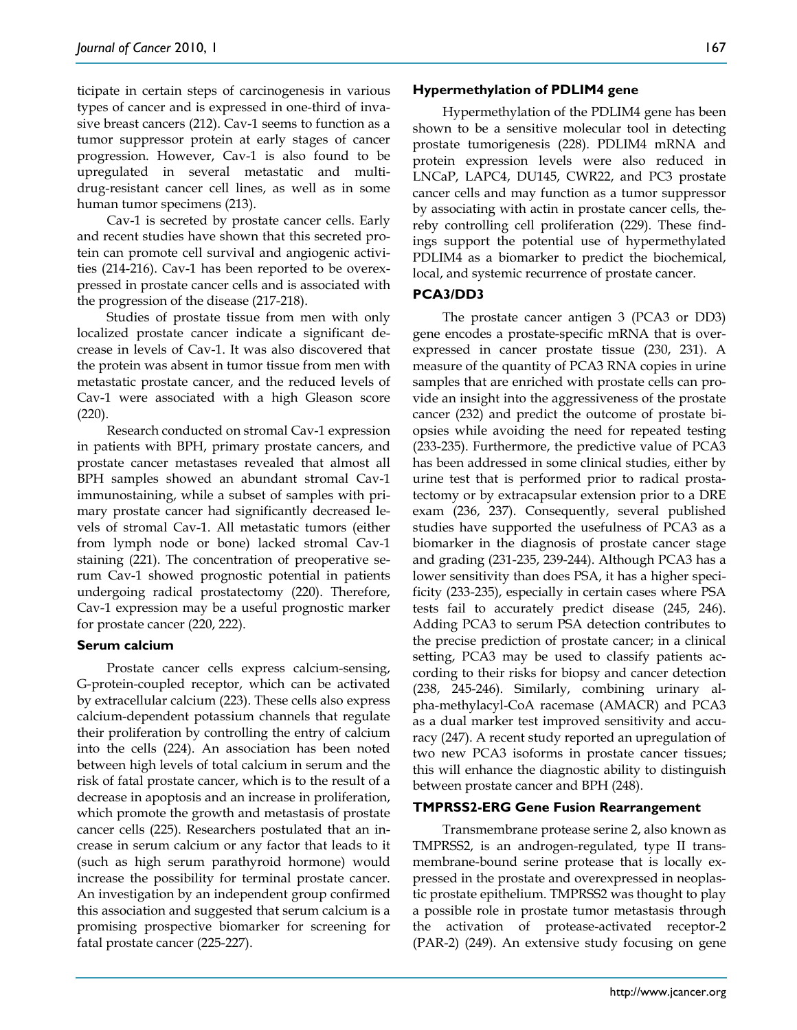ticipate in certain steps of carcinogenesis in various types of cancer and is expressed in one-third of invasive breast cancers (212). Cav-1 seems to function as a tumor suppressor protein at early stages of cancer progression. However, Cav-1 is also found to be upregulated in several metastatic and multi-drug-resistant cancer cell lines, as well as in some human tumor specimens (213).

Cav-1 is secreted by prostate cancer cells. Early and recent studies have shown that this secreted protein can promote cell survival and angiogenic activities (214-216). Cav-1 has been reported to be overexpressed in prostate cancer cells and is associated with the progression of the disease (217-218).

Studies of prostate tissue from men with only localized prostate cancer indicate a significant decrease in levels of Cav-1. It was also discovered that the protein was absent in tumor tissue from men with metastatic prostate cancer, and the reduced levels of Cav-1 were associated with a high Gleason score (220).

Research conducted on stromal Cav-1 expression in patients with BPH, primary prostate cancers, and prostate cancer metastases revealed that almost all BPH samples showed an abundant stromal Cav-1 immunostaining, while a subset of samples with primary prostate cancer had significantly decreased levels of stromal Cav-1. All metastatic tumors (either from lymph node or bone) lacked stromal Cav-1 staining (221). The concentration of preoperative serum Cav-1 showed prognostic potential in patients undergoing radical prostatectomy (220). Therefore, Cav-1 expression may be a useful prognostic marker for prostate cancer (220, 222).

### Serum calcium

Prostate cancer cells express calcium-sensing, G-protein-coupled receptor, which can be activated by extracellular calcium (223). These cells also express calcium-dependent potassium channels that regulate their proliferation by controlling the entry of calcium into the cells (224). An association has been noted between high levels of total calcium in serum and the risk of fatal prostate cancer, which is to the result of a decrease in apoptosis and an increase in proliferation, which promote the growth and metastasis of prostate cancer cells (225). Researchers postulated that an increase in serum calcium or any factor that leads to it (such as high serum parathyroid hormone) would increase the possibility for terminal prostate cancer. An investigation by an independent group confirmed this association and suggested that serum calcium is a promising prospective biomarker for screening for fatal prostate cancer (225-227).

### Hypermethylation of PDLIM4 gene

Hypermethylation of the PDLIM4 gene has been shown to be a sensitive molecular tool in detecting prostate tumorigenesis (228). PDLIM4 mRNA and protein expression levels were also reduced in LNCaP, LAPC4, DU145, CWR22, and PC3 prostate cancer cells and may function as a tumor suppressor by associating with actin in prostate cancer cells, thereby controlling cell proliferation (229). These findings support the potential use of hypermethylated PDLIM4 as a biomarker to predict the biochemical, local, and systemic recurrence of prostate cancer.

### PCA3/DD3

The prostate cancer antigen 3 (PCA3 or DD3) gene encodes a prostate-specific mRNA that is overexpressed in cancer prostate tissue (230, 231). A measure of the quantity of PCA3 RNA copies in urine samples that are enriched with prostate cells can provide an insight into the aggressiveness of the prostate cancer (232) and predict the outcome of prostate biopsies while avoiding the need for repeated testing (233-235). Furthermore, the predictive value of PCA3 has been addressed in some clinical studies, either by urine test that is performed prior to radical prostatectomy or by extracapsular extension prior to a DRE exam (236, 237). Consequently, several published studies have supported the usefulness of PCA3 as a biomarker in the diagnosis of prostate cancer stage and grading (231-235, 239-244). Although PCA3 has a lower sensitivity than does PSA, it has a higher specificity (233-235), especially in certain cases where PSA tests fail to accurately predict disease (245, 246). Adding PCA3 to serum PSA detection contributes to the precise prediction of prostate cancer; in a clinical setting, PCA3 may be used to classify patients according to their risks for biopsy and cancer detection (238, 245-246). Similarly, combining urinary alpha-methylacyl-CoA racemase (AMACR) and PCA3 as a dual marker test improved sensitivity and accuracy (247). A recent study reported an upregulation of two new PCA3 isoforms in prostate cancer tissues; this will enhance the diagnostic ability to distinguish between prostate cancer and BPH (248).

### TMPRSS2-ERG Gene Fusion Rearrangement

Transmembrane protease serine 2, also known as TMPRSS2, is an androgen-regulated, type II transmembrane-bound serine protease that is locally expressed in the prostate and overexpressed in neoplastic prostate epithelium. TMPRSS2 was thought to play a possible role in prostate tumor metastasis through the activation of protease-activated receptor-2 (PAR-2) (249). An extensive study focusing on gene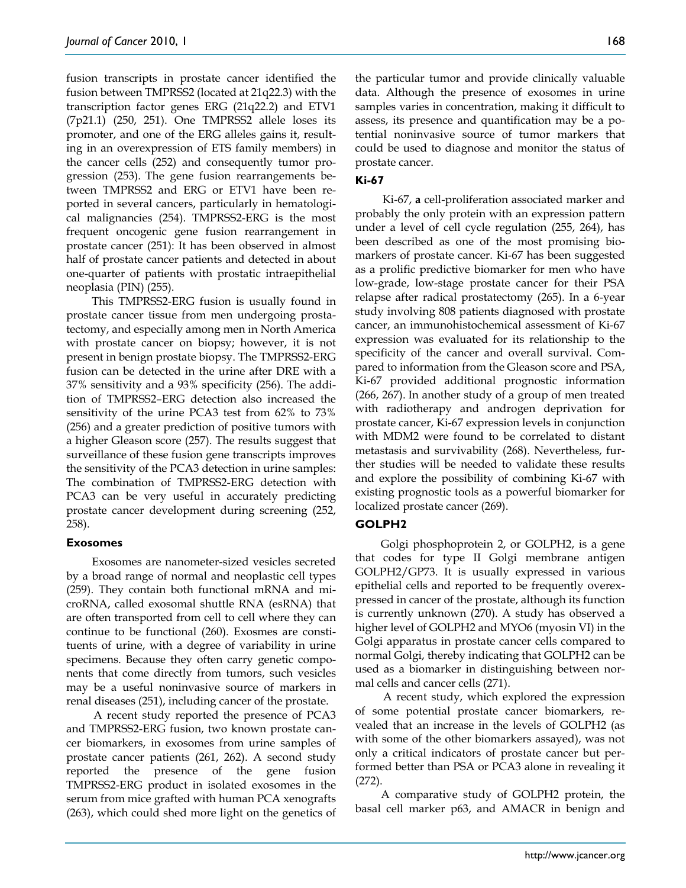fusion transcripts in prostate cancer identified the fusion between TMPRSS2 (located at 21q22.3) with the transcription factor genes ERG (21q22.2) and ETV1 (7p21.1) (250, 251). One TMPRSS2 allele loses its promoter, and one of the ERG alleles gains it, resulting in an overexpression of ETS family members) in the cancer cells (252) and consequently tumor progression (253). The gene fusion rearrangements between TMPRSS2 and ERG or ETV1 have been reported in several cancers, particularly in hematological malignancies (254). TMPRSS2-ERG is the most frequent oncogenic gene fusion rearrangement in prostate cancer (251): It has been observed in almost half of prostate cancer patients and detected in about one-quarter of patients with prostatic intraepithelial neoplasia (PIN) (255).

This TMPRSS2-ERG fusion is usually found in prostate cancer tissue from men undergoing prostatectomy, and especially among men in North America with prostate cancer on biopsy; however, it is not present in benign prostate biopsy. The TMPRSS2-ERG fusion can be detected in the urine after DRE with a 37% sensitivity and a 93% specificity (256). The addition of TMPRSS2–ERG detection also increased the sensitivity of the urine PCA3 test from 62% to 73% (256) and a greater prediction of positive tumors with a higher Gleason score (257). The results suggest that surveillance of these fusion gene transcripts improves the sensitivity of the PCA3 detection in urine samples: The combination of TMPRSS2-ERG detection with PCA3 can be very useful in accurately predicting prostate cancer development during screening (252, 258).

### Exosomes

Exosomes are nanometer-sized vesicles secreted by a broad range of normal and neoplastic cell types (259). They contain both functional mRNA and microRNA, called exosomal shuttle RNA (esRNA) that are often transported from cell to cell where they can continue to be functional (260). Exosmes are constituents of urine, with a degree of variability in urine specimens. Because they often carry genetic components that come directly from tumors, such vesicles may be a useful noninvasive source of markers in renal diseases (251), including cancer of the prostate.

A recent study reported the presence of PCA3 and TMPRSS2-ERG fusion, two known prostate cancer biomarkers, in exosomes from urine samples of prostate cancer patients (261, 262). A second study reported the presence of the gene fusion TMPRSS2-ERG product in isolated exosomes in the serum from mice grafted with human PCA xenografts (263), which could shed more light on the genetics of the particular tumor and provide clinically valuable data. Although the presence of exosomes in urine samples varies in concentration, making it difficult to assess, its presence and quantification may be a potential noninvasive source of tumor markers that could be used to diagnose and monitor the status of prostate cancer.

### Ki-67

Ki-67, **a** cell-proliferation associated marker and probably the only protein with an expression pattern under a level of cell cycle regulation (255, 264), has been described as one of the most promising biomarkers of prostate cancer. Ki-67 has been suggested as a prolific predictive biomarker for men who have low-grade, low-stage prostate cancer for their PSA relapse after radical prostatectomy (265). In a 6-year study involving 808 patients diagnosed with prostate cancer, an immunohistochemical assessment of Ki-67 expression was evaluated for its relationship to the specificity of the cancer and overall survival. Compared to information from the Gleason score and PSA, Ki-67 provided additional prognostic information (266, 267). In another study of a group of men treated with radiotherapy and androgen deprivation for prostate cancer, Ki-67 expression levels in conjunction with MDM2 were found to be correlated to distant metastasis and survivability (268). Nevertheless, further studies will be needed to validate these results and explore the possibility of combining Ki-67 with existing prognostic tools as a powerful biomarker for localized prostate cancer (269).

### GOLPH2

Golgi phosphoprotein 2, or GOLPH2, is a gene that codes for type II Golgi membrane antigen GOLPH2/GP73. It is usually expressed in various epithelial cells and reported to be frequently overexpressed in cancer of the prostate, although its function is currently unknown (270). A study has observed a higher level of GOLPH2 and MYO6 (myosin VI) in the Golgi apparatus in prostate cancer cells compared to normal Golgi, thereby indicating that GOLPH2 can be used as a biomarker in distinguishing between normal cells and cancer cells (271).

A recent study, which explored the expression of some potential prostate cancer biomarkers, revealed that an increase in the levels of GOLPH2 (as with some of the other biomarkers assayed), was not only a critical indicators of prostate cancer but performed better than PSA or PCA3 alone in revealing it (272).

A comparative study of GOLPH2 protein, the basal cell marker p63, and AMACR in benign and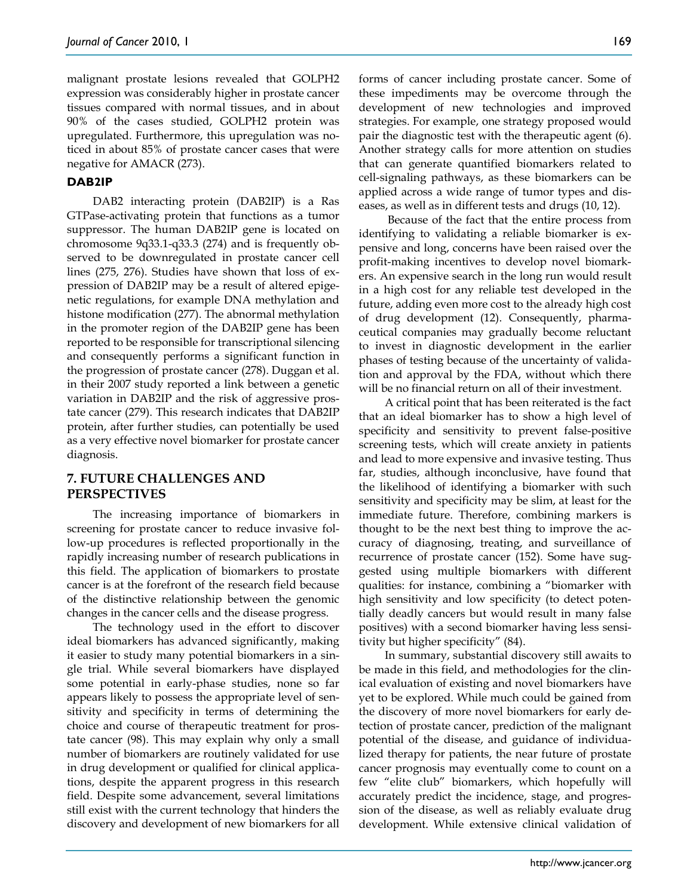malignant prostate lesions revealed that GOLPH2 expression was considerably higher in prostate cancer tissues compared with normal tissues, and in about 90% of the cases studied, GOLPH2 protein was upregulated. Furthermore, this upregulation was noticed in about 85% of prostate cancer cases that were negative for AMACR (273).

### DAB2IP

DAB2 interacting protein (DAB2IP) is a Ras GTPase-activating protein that functions as a tumor suppressor. The human DAB2IP gene is located on chromosome 9q33.1-q33.3 (274) and is frequently observed to be downregulated in prostate cancer cell lines (275, 276). Studies have shown that loss of expression of DAB2IP may be a result of altered epigenetic regulations, for example DNA methylation and histone modification (277). The abnormal methylation in the promoter region of the DAB2IP gene has been reported to be responsible for transcriptional silencing and consequently performs a significant function in the progression of prostate cancer (278). Duggan et al. in their 2007 study reported a link between a genetic variation in DAB2IP and the risk of aggressive prostate cancer (279). This research indicates that DAB2IP protein, after further studies, can potentially be used as a very effective novel biomarker for prostate cancer diagnosis.

## 7. FUTURE CHALLENGES AND PERSPECTIVES

The increasing importance of biomarkers in screening for prostate cancer to reduce invasive follow-up procedures is reflected proportionally in the rapidly increasing number of research publications in this field. The application of biomarkers to prostate cancer is at the forefront of the research field because of the distinctive relationship between the genomic changes in the cancer cells and the disease progress.

The technology used in the effort to discover ideal biomarkers has advanced significantly, making it easier to study many potential biomarkers in a single trial. While several biomarkers have displayed some potential in early-phase studies, none so far appears likely to possess the appropriate level of sensitivity and specificity in terms of determining the choice and course of therapeutic treatment for prostate cancer (98). This may explain why only a small number of biomarkers are routinely validated for use in drug development or qualified for clinical applications, despite the apparent progress in this research field. Despite some advancement, several limitations still exist with the current technology that hinders the discovery and development of new biomarkers for all forms of cancer including prostate cancer. Some of these impediments may be overcome through the development of new technologies and improved strategies. For example, one strategy proposed would pair the diagnostic test with the therapeutic agent (6). Another strategy calls for more attention on studies that can generate quantified biomarkers related to cell-signaling pathways, as these biomarkers can be applied across a wide range of tumor types and diseases, as well as in different tests and drugs (10, 12).

Because of the fact that the entire process from identifying to validating a reliable biomarker is expensive and long, concerns have been raised over the profit-making incentives to develop novel biomarkers. An expensive search in the long run would result in a high cost for any reliable test developed in the future, adding even more cost to the already high cost of drug development (12). Consequently, pharmaceutical companies may gradually become reluctant to invest in diagnostic development in the earlier phases of testing because of the uncertainty of validation and approval by the FDA, without which there will be no financial return on all of their investment.

A critical point that has been reiterated is the fact that an ideal biomarker has to show a high level of specificity and sensitivity to prevent false-positive screening tests, which will create anxiety in patients and lead to more expensive and invasive testing. Thus far, studies, although inconclusive, have found that the likelihood of identifying a biomarker with such sensitivity and specificity may be slim, at least for the immediate future. Therefore, combining markers is thought to be the next best thing to improve the accuracy of diagnosing, treating, and surveillance of recurrence of prostate cancer (152). Some have suggested using multiple biomarkers with different qualities: for instance, combining a "biomarker with high sensitivity and low specificity (to detect potentially deadly cancers but would result in many false positives) with a second biomarker having less sensitivity but higher specificity" (84).

In summary, substantial discovery still awaits to be made in this field, and methodologies for the clinical evaluation of existing and novel biomarkers have yet to be explored. While much could be gained from the discovery of more novel biomarkers for early detection of prostate cancer, prediction of the malignant potential of the disease, and guidance of individualized therapy for patients, the near future of prostate cancer prognosis may eventually come to count on a few "elite club" biomarkers, which hopefully will accurately predict the incidence, stage, and progression of the disease, as well as reliably evaluate drug development. While extensive clinical validation of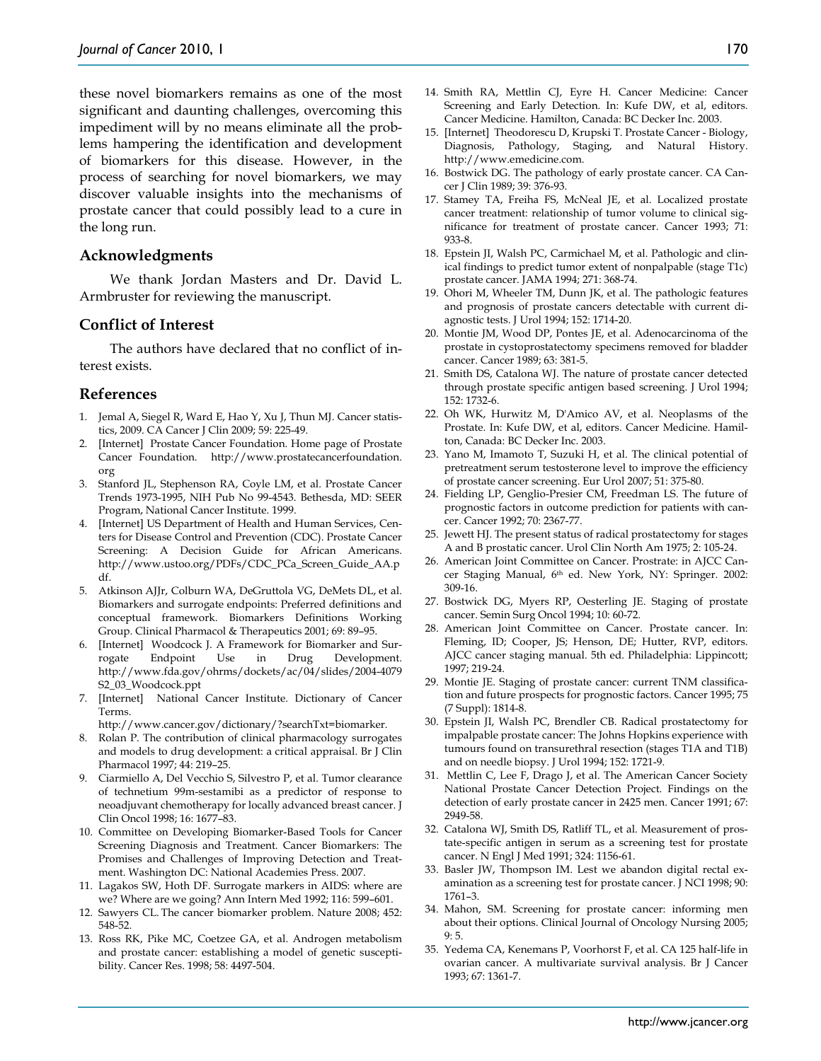these novel biomarkers remains as one of the most significant and daunting challenges, overcoming this impediment will by no means eliminate all the problems hampering the identification and development of biomarkers for this disease. However, in the process of searching for novel biomarkers, we may discover valuable insights into the mechanisms of prostate cancer that could possibly lead to a cure in the long run.

## Acknowledgments

We thank Jordan Masters and Dr. David L. Armbruster for reviewing the manuscript.

## Conflict of Interest

The authors have declared that no conflict of interest exists.

## References

1. Jemal A, Siegel R, Ward E, Hao Y, Xu J, Thun MJ. Cancer statistics, 2009. CA Cancer J Clin 2009; 59: 225-49.
2. [Internet] Prostate Cancer Foundation. Home page of Prostate Cancer Foundation. http://www.prostatecancerfoundation.org
3. Stanford JL, Stephenson RA, Coyle LM, et al. Prostate Cancer Trends 1973-1995, NIH Pub No 99-4543. Bethesda, MD: SEER Program, National Cancer Institute. 1999.
4. [Internet] US Department of Health and Human Services, Centers for Disease Control and Prevention (CDC). Prostate Cancer Screening: A Decision Guide for African Americans. http://www.ustoo.org/PDFs/CDC_PCa_Screen_Guide_AA.pdf.
5. Atkinson AJJr, Colburn WA, DeGruttola VG, DeMets DL, et al. Biomarkers and surrogate endpoints: Preferred definitions and conceptual framework. Biomarkers Definitions Working Group. Clinical Pharmacol & Therapeutics 2001; 69: 89–95.
6. [Internet] Woodcock J. A Framework for Biomarker and Surrogate Endpoint Use in Drug Development. http://www.fda.gov/ohrms/dockets/ac/04/slides/2004-4079S2_03_Woodcock.ppt
7. [Internet] National Cancer Institute. Dictionary of Cancer Terms. http://www.cancer.gov/dictionary/?searchTxt=biomarker.
8. Rolan P. The contribution of clinical pharmacology surrogates and models to drug development: a critical appraisal. Br J Clin Pharmacol 1997; 44: 219–25.
9. Ciarmiello A, Del Vecchio S, Silvestro P, et al. Tumor clearance of technetium 99m-sestamibi as a predictor of response to neoadjuvant chemotherapy for locally advanced breast cancer. J Clin Oncol 1998; 16: 1677–83.
10. Committee on Developing Biomarker-Based Tools for Cancer Screening Diagnosis and Treatment. Cancer Biomarkers: The Promises and Challenges of Improving Detection and Treatment. Washington DC: National Academies Press. 2007.
11. Lagakos SW, Hoth DF. Surrogate markers in AIDS: where are we? Where are we going? Ann Intern Med 1992; 116: 599–601.
12. Sawyers CL. The cancer biomarker problem. Nature 2008; 452: 548-52.
13. Ross RK, Pike MC, Coetzee GA, et al. Androgen metabolism and prostate cancer: establishing a model of genetic susceptibility. Cancer Res. 1998; 58: 4497-504.
14. Smith RA, Mettlin CJ, Eyre H. Cancer Medicine: Cancer Screening and Early Detection. In: Kufe DW, et al, editors. Cancer Medicine. Hamilton, Canada: BC Decker Inc. 2003.
15. [Internet] Theodorescu D, Krupski T. Prostate Cancer - Biology, Diagnosis, Pathology, Staging, and Natural History. http://www.emedicine.com.
16. Bostwick DG. The pathology of early prostate cancer. CA Cancer J Clin 1989; 39: 376-93.
17. Stamey TA, Freiha FS, McNeal JE, et al. Localized prostate cancer treatment: relationship of tumor volume to clinical significance for treatment of prostate cancer. Cancer 1993; 71: 933-8.
18. Epstein JI, Walsh PC, Carmichael M, et al. Pathologic and clinical findings to predict tumor extent of nonpalpable (stage T1c) prostate cancer. JAMA 1994; 271: 368-74.
19. Ohori M, Wheeler TM, Dunn JK, et al. The pathologic features and prognosis of prostate cancers detectable with current diagnostic tests. J Urol 1994; 152: 1714-20.
20. Montie JM, Wood DP, Pontes JE, et al. Adenocarcinoma of the prostate in cystoprostatectomy specimens removed for bladder cancer. Cancer 1989; 63: 381-5.
21. Smith DS, Catalona WJ. The nature of prostate cancer detected through prostate specific antigen based screening. J Urol 1994; 152: 1732-6.
22. Oh WK, Hurwitz M, D'Amico AV, et al. Neoplasms of the Prostate. In: Kufe DW, et al, editors. Cancer Medicine. Hamilton, Canada: BC Decker Inc. 2003.
23. Yano M, Imamoto T, Suzuki H, et al. The clinical potential of pretreatment serum testosterone level to improve the efficiency of prostate cancer screening. Eur Urol 2007; 51: 375-80.
24. Fielding LP, Genglio-Presier CM, Freedman LS. The future of prognostic factors in outcome prediction for patients with cancer. Cancer 1992; 70: 2367-77.
25. Jewett HJ. The present status of radical prostatectomy for stages A and B prostatic cancer. Urol Clin North Am 1975; 2: 105-24.
26. American Joint Committee on Cancer. Prostrate: in AJCC Cancer Staging Manual, 6th ed. New York, NY: Springer. 2002: 309-16.
27. Bostwick DG, Myers RP, Oesterling JE. Staging of prostate cancer. Semin Surg Oncol 1994; 10: 60-72.
28. American Joint Committee on Cancer. Prostate cancer. In: Fleming, ID; Cooper, JS; Henson, DE; Hutter, RVP, editors. AJCC cancer staging manual. 5th ed. Philadelphia: Lippincott; 1997; 219-24.
29. Montie JE. Staging of prostate cancer: current TNM classification and future prospects for prognostic factors. Cancer 1995; 75 (7 Suppl): 1814-8.
30. Epstein JI, Walsh PC, Brendler CB. Radical prostatectomy for impalpable prostate cancer: The Johns Hopkins experience with tumours found on transurethral resection (stages T1A and T1B) and on needle biopsy. J Urol 1994; 152: 1721-9.
31. Mettlin C, Lee F, Drago J, et al. The American Cancer Society National Prostate Cancer Detection Project. Findings on the detection of early prostate cancer in 2425 men. Cancer 1991; 67: 2949-58.
32. Catalona WJ, Smith DS, Ratliff TL, et al. Measurement of prostate-specific antigen in serum as a screening test for prostate cancer. N Engl J Med 1991; 324: 1156-61.
33. Basler JW, Thompson IM. Lest we abandon digital rectal examination as a screening test for prostate cancer. J NCI 1998; 90: 1761–3.
34. Mahon, SM. Screening for prostate cancer: informing men about their options. Clinical Journal of Oncology Nursing 2005; 9: 5.
35. Yedema CA, Kenemans P, Voorhorst F, et al. CA 125 half-life in ovarian cancer. A multivariate survival analysis. Br J Cancer 1993; 67: 1361-7.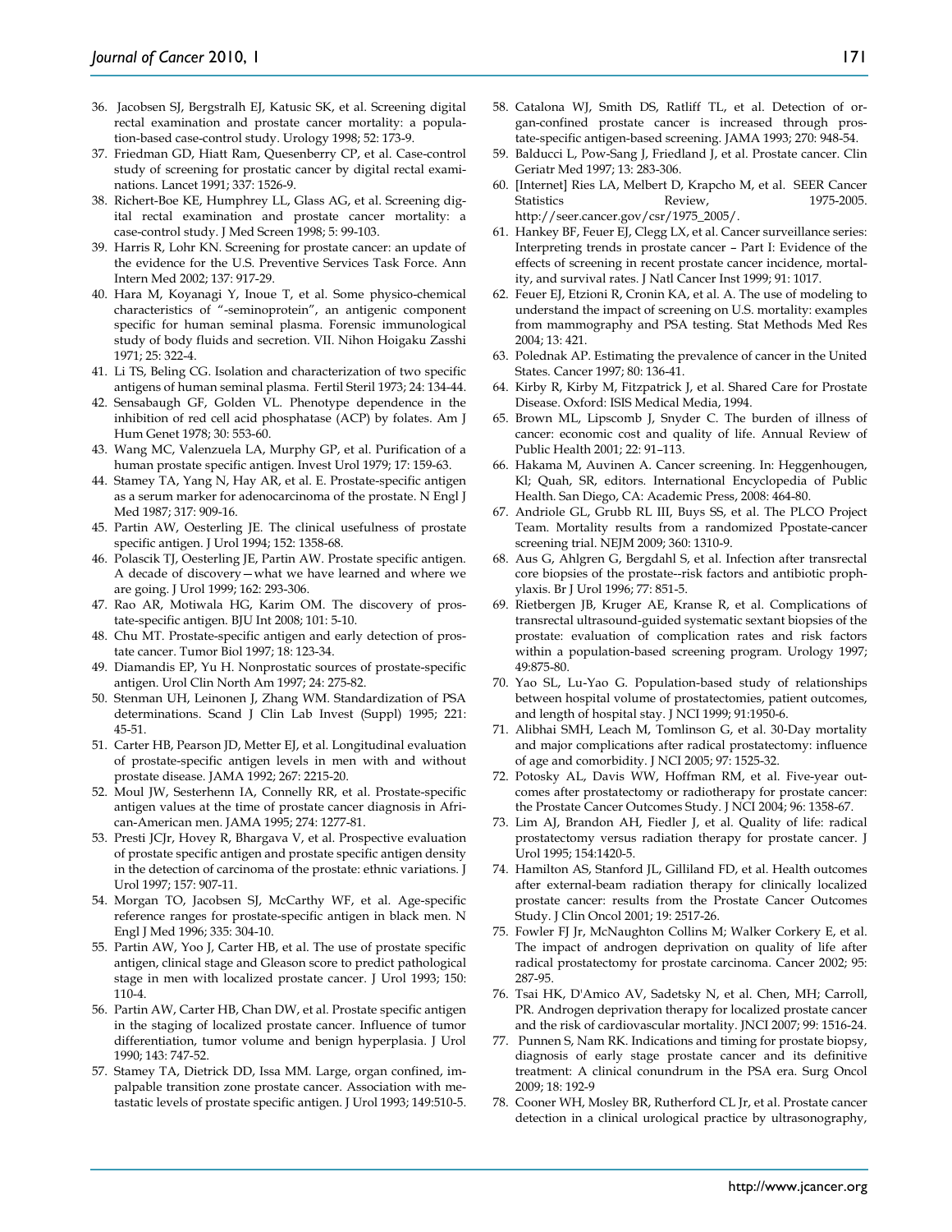36. Jacobsen SJ, Bergstralh EJ, Katusic SK, et al. Screening digital rectal examination and prostate cancer mortality: a population-based case-control study. Urology 1998; 52: 173-9.
37. Friedman GD, Hiatt Ram, Quesenberry CP, et al. Case-control study of screening for prostatic cancer by digital rectal examinations. Lancet 1991; 337: 1526-9.
38. Richert-Boe KE, Humphrey LL, Glass AG, et al. Screening digital rectal examination and prostate cancer mortality: a case-control study. J Med Screen 1998; 5: 99-103.
39. Harris R, Lohr KN. Screening for prostate cancer: an update of the evidence for the U.S. Preventive Services Task Force. Ann Intern Med 2002; 137: 917-29.
40. Hara M, Koyanagi Y, Inoue T, et al. Some physico-chemical characteristics of "-seminoprotein", an antigenic component specific for human seminal plasma. Forensic immunological study of body fluids and secretion. VII. Nihon Hoigaku Zasshi 1971; 25: 322-4.
41. Li TS, Beling CG. Isolation and characterization of two specific antigens of human seminal plasma. Fertil Steril 1973; 24: 134-44.
42. Sensabaugh GF, Golden VL. Phenotype dependence in the inhibition of red cell acid phosphatase (ACP) by folates. Am J Hum Genet 1978; 30: 553-60.
43. Wang MC, Valenzuela LA, Murphy GP, et al. Purification of a human prostate specific antigen. Invest Urol 1979; 17: 159-63.
44. Stamey TA, Yang N, Hay AR, et al. E. Prostate-specific antigen as a serum marker for adenocarcinoma of the prostate. N Engl J Med 1987; 317: 909-16.
45. Partin AW, Oesterling JE. The clinical usefulness of prostate specific antigen. J Urol 1994; 152: 1358-68.
46. Polascik TJ, Oesterling JE, Partin AW. Prostate specific antigen. A decade of discovery—what we have learned and where we are going. J Urol 1999; 162: 293-306.
47. Rao AR, Motiwala HG, Karim OM. The discovery of prostate-specific antigen. BJU Int 2008; 101: 5-10.
48. Chu MT. Prostate-specific antigen and early detection of prostate cancer. Tumor Biol 1997; 18: 123-34.
49. Diamandis EP, Yu H. Nonprostatic sources of prostate-specific antigen. Urol Clin North Am 1997; 24: 275-82.
50. Stenman UH, Leinonen J, Zhang WM. Standardization of PSA determinations. Scand J Clin Lab Invest (Suppl) 1995; 221: 45-51.
51. Carter HB, Pearson JD, Metter EJ, et al. Longitudinal evaluation of prostate-specific antigen levels in men with and without prostate disease. JAMA 1992; 267: 2215-20.
52. Moul JW, Sesterhenn IA, Connelly RR, et al. Prostate-specific antigen values at the time of prostate cancer diagnosis in African-American men. JAMA 1995; 274: 1277-81.
53. Presti JCJr, Hovey R, Bhargava V, et al. Prospective evaluation of prostate specific antigen and prostate specific antigen density in the detection of carcinoma of the prostate: ethnic variations. J Urol 1997; 157: 907-11.
54. Morgan TO, Jacobsen SJ, McCarthy WF, et al. Age-specific reference ranges for prostate-specific antigen in black men. N Engl J Med 1996; 335: 304-10.
55. Partin AW, Yoo J, Carter HB, et al. The use of prostate specific antigen, clinical stage and Gleason score to predict pathological stage in men with localized prostate cancer. J Urol 1993; 150: 110-4.
56. Partin AW, Carter HB, Chan DW, et al. Prostate specific antigen in the staging of localized prostate cancer. Influence of tumor differentiation, tumor volume and benign hyperplasia. J Urol 1990; 143: 747-52.
57. Stamey TA, Dietrick DD, Issa MM. Large, organ confined, impalpable transition zone prostate cancer. Association with metastatic levels of prostate specific antigen. J Urol 1993; 149:510-5.
58. Catalona WJ, Smith DS, Ratliff TL, et al. Detection of organ-confined prostate cancer is increased through prostate-specific antigen-based screening. JAMA 1993; 270: 948-54.
59. Balducci L, Pow-Sang J, Friedland J, et al. Prostate cancer. Clin Geriatr Med 1997; 13: 283-306.
60. [Internet] Ries LA, Melbert D, Krapcho M, et al. SEER Cancer Statistics Review, 1975-2005. http://seer.cancer.gov/csr/1975_2005/.
61. Hankey BF, Feuer EJ, Clegg LX, et al. Cancer surveillance series: Interpreting trends in prostate cancer – Part I: Evidence of the effects of screening in recent prostate cancer incidence, mortality, and survival rates. J Natl Cancer Inst 1999; 91: 1017.
62. Feuer EJ, Etzioni R, Cronin KA, et al. A. The use of modeling to understand the impact of screening on U.S. mortality: examples from mammography and PSA testing. Stat Methods Med Res 2004; 13: 421.
63. Polednak AP. Estimating the prevalence of cancer in the United States. Cancer 1997; 80: 136-41.
64. Kirby R, Kirby M, Fitzpatrick J, et al. Shared Care for Prostate Disease. Oxford: ISIS Medical Media, 1994.
65. Brown ML, Lipscomb J, Snyder C. The burden of illness of cancer: economic cost and quality of life. Annual Review of Public Health 2001; 22: 91–113.
66. Hakama M, Auvinen A. Cancer screening. In: Heggenhougen, Kl; Quah, SR, editors. International Encyclopedia of Public Health. San Diego, CA: Academic Press, 2008: 464-80.
67. Andriole GL, Grubb RL III, Buys SS, et al. The PLCO Project Team. Mortality results from a randomized Ppostate-cancer screening trial. NEJM 2009; 360: 1310-9.
68. Aus G, Ahlgren G, Bergdahl S, et al. Infection after transrectal core biopsies of the prostate--risk factors and antibiotic prophylaxis. Br J Urol 1996; 77: 851-5.
69. Rietbergen JB, Kruger AE, Kranse R, et al. Complications of transrectal ultrasound-guided systematic sextant biopsies of the prostate: evaluation of complication rates and risk factors within a population-based screening program. Urology 1997; 49:875-80.
70. Yao SL, Lu-Yao G. Population-based study of relationships between hospital volume of prostatectomies, patient outcomes, and length of hospital stay. J NCI 1999; 91:1950-6.
71. Alibhai SMH, Leach M, Tomlinson G, et al. 30-Day mortality and major complications after radical prostatectomy: influence of age and comorbidity. J NCI 2005; 97: 1525-32.
72. Potosky AL, Davis WW, Hoffman RM, et al. Five-year outcomes after prostatectomy or radiotherapy for prostate cancer: the Prostate Cancer Outcomes Study. J NCI 2004; 96: 1358-67.
73. Lim AJ, Brandon AH, Fiedler J, et al. Quality of life: radical prostatectomy versus radiation therapy for prostate cancer. J Urol 1995; 154:1420-5.
74. Hamilton AS, Stanford JL, Gilliland FD, et al. Health outcomes after external-beam radiation therapy for clinically localized prostate cancer: results from the Prostate Cancer Outcomes Study. J Clin Oncol 2001; 19: 2517-26.
75. Fowler FJ Jr, McNaughton Collins M; Walker Corkery E, et al. The impact of androgen deprivation on quality of life after radical prostatectomy for prostate carcinoma. Cancer 2002; 95: 287-95.
76. Tsai HK, D'Amico AV, Sadetsky N, et al. Chen, MH; Carroll, PR. Androgen deprivation therapy for localized prostate cancer and the risk of cardiovascular mortality. JNCI 2007; 99: 1516-24.
77. Punnen S, Nam RK. Indications and timing for prostate biopsy, diagnosis of early stage prostate cancer and its definitive treatment: A clinical conundrum in the PSA era. Surg Oncol 2009; 18: 192-9
78. Cooner WH, Mosley BR, Rutherford CL Jr, et al. Prostate cancer detection in a clinical urological practice by ultrasonography,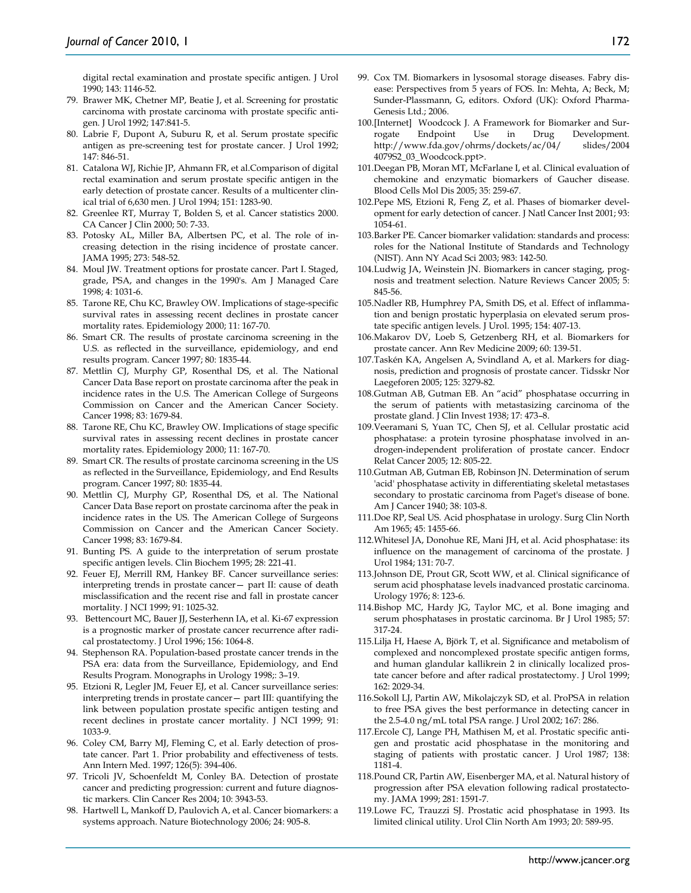digital rectal examination and prostate specific antigen. J Urol 1990; 143: 1146-52.

79. Brawer MK, Chetner MP, Beatie J, et al. Screening for prostatic carcinoma with prostate carcinoma with prostate specific antigen. J Urol 1992; 147:841-5.
80. Labrie F, Dupont A, Suburu R, et al. Serum prostate specific antigen as pre-screening test for prostate cancer. J Urol 1992; 147: 846-51.
81. Catalona WJ, Richie JP, Ahmann FR, et al.Comparison of digital rectal examination and serum prostate specific antigen in the early detection of prostate cancer. Results of a multicenter clinical trial of 6,630 men. J Urol 1994; 151: 1283-90.
82. Greenlee RT, Murray T, Bolden S, et al. Cancer statistics 2000. CA Cancer J Clin 2000; 50: 7-33.
83. Potosky AL, Miller BA, Albertsen PC, et al. The role of increasing detection in the rising incidence of prostate cancer. JAMA 1995; 273: 548-52.
84. Moul JW. Treatment options for prostate cancer. Part I. Staged, grade, PSA, and changes in the 1990's. Am J Managed Care 1998; 4: 1031-6.
85. Tarone RE, Chu KC, Brawley OW. Implications of stage-specific survival rates in assessing recent declines in prostate cancer mortality rates. Epidemiology 2000; 11: 167-70.
86. Smart CR. The results of prostate carcinoma screening in the U.S. as reflected in the surveillance, epidemiology, and end results program. Cancer 1997; 80: 1835-44.
87. Mettlin CJ, Murphy GP, Rosenthal DS, et al. The National Cancer Data Base report on prostate carcinoma after the peak in incidence rates in the U.S. The American College of Surgeons Commission on Cancer and the American Cancer Society. Cancer 1998; 83: 1679-84.
88. Tarone RE, Chu KC, Brawley OW. Implications of stage specific survival rates in assessing recent declines in prostate cancer mortality rates. Epidemiology 2000; 11: 167-70.
89. Smart CR. The results of prostate carcinoma screening in the US as reflected in the Surveillance, Epidemiology, and End Results program. Cancer 1997; 80: 1835-44.
90. Mettlin CJ, Murphy GP, Rosenthal DS, et al. The National Cancer Data Base report on prostate carcinoma after the peak in incidence rates in the US. The American College of Surgeons Commission on Cancer and the American Cancer Society. Cancer 1998; 83: 1679-84.
91. Bunting PS. A guide to the interpretation of serum prostate specific antigen levels. Clin Biochem 1995; 28: 221-41.
92. Feuer EJ, Merrill RM, Hankey BF. Cancer surveillance series: interpreting trends in prostate cancer— part II: cause of death misclassification and the recent rise and fall in prostate cancer mortality. J NCI 1999; 91: 1025-32.
93. Bettencourt MC, Bauer JJ, Sesterhenn IA, et al. Ki-67 expression is a prognostic marker of prostate cancer recurrence after radical prostatectomy. J Urol 1996; 156: 1064-8.
94. Stephenson RA. Population-based prostate cancer trends in the PSA era: data from the Surveillance, Epidemiology, and End Results Program. Monographs in Urology 1998;: 3–19.
95. Etzioni R, Legler JM, Feuer EJ, et al. Cancer surveillance series: interpreting trends in prostate cancer— part III: quantifying the link between population prostate specific antigen testing and recent declines in prostate cancer mortality. J NCI 1999; 91: 1033-9.
96. Coley CM, Barry MJ, Fleming C, et al. Early detection of prostate cancer. Part 1. Prior probability and effectiveness of tests. Ann Intern Med. 1997; 126(5): 394-406.
97. Tricoli JV, Schoenfeldt M, Conley BA. Detection of prostate cancer and predicting progression: current and future diagnostic markers. Clin Cancer Res 2004; 10: 3943-53.
98. Hartwell L, Mankoff D, Paulovich A, et al. Cancer biomarkers: a systems approach. Nature Biotechnology 2006; 24: 905-8.
99. Cox TM. Biomarkers in lysosomal storage diseases. Fabry disease: Perspectives from 5 years of FOS. In: Mehta, A; Beck, M; Sunder-Plassmann, G, editors. Oxford (UK): Oxford PharmaGenesis Ltd.; 2006.
100. [Internet] Woodcock J. A Framework for Biomarker and Surrogate Endpoint Use in Drug Development. http://www.fda.gov/ohrms/dockets/ac/04/ slides/2004 4079S2_03_Woodcock.ppt>.
101. Deegan PB, Moran MT, McFarlane I, et al. Clinical evaluation of chemokine and enzymatic biomarkers of Gaucher disease. Blood Cells Mol Dis 2005; 35: 259-67.
102. Pepe MS, Etzioni R, Feng Z, et al. Phases of biomarker development for early detection of cancer. J Natl Cancer Inst 2001; 93: 1054-61.
103. Barker PE. Cancer biomarker validation: standards and process: roles for the National Institute of Standards and Technology (NIST). Ann NY Acad Sci 2003; 983: 142-50.
104. Ludwig JA, Weinstein JN. Biomarkers in cancer staging, prognosis and treatment selection. Nature Reviews Cancer 2005; 5: 845-56.
105. Nadler RB, Humphrey PA, Smith DS, et al. Effect of inflammation and benign prostatic hyperplasia on elevated serum prostate specific antigen levels. J Urol. 1995; 154: 407-13.
106. Makarov DV, Loeb S, Getzenberg RH, et al. Biomarkers for prostate cancer. Ann Rev Medicine 2009; 60: 139-51.
107. Taskén KA, Angelsen A, Svindland A, et al. Markers for diagnosis, prediction and prognosis of prostate cancer. Tidsskr Nor Laegeforen 2005; 125: 3279-82.
108. Gutman AB, Gutman EB. An "acid" phosphatase occurring in the serum of patients with metastasizing carcinoma of the prostate gland. J Clin Invest 1938; 17: 473–8.
109. Veeramani S, Yuan TC, Chen SJ, et al. Cellular prostatic acid phosphatase: a protein tyrosine phosphatase involved in androgen-independent proliferation of prostate cancer. Endocr Relat Cancer 2005; 12: 805-22.
110. Gutman AB, Gutman EB, Robinson JN. Determination of serum 'acid' phosphatase activity in differentiating skeletal metastases secondary to prostatic carcinoma from Paget's disease of bone. Am J Cancer 1940; 38: 103-8.
111. Doe RP, Seal US. Acid phosphatase in urology. Surg Clin North Am 1965; 45: 1455-66.
112. Whitesel JA, Donohue RE, Mani JH, et al. Acid phosphatase: its influence on the management of carcinoma of the prostate. J Urol 1984; 131: 70-7.
113. Johnson DE, Prout GR, Scott WW, et al. Clinical significance of serum acid phosphatase levels inadvanced prostatic carcinoma. Urology 1976; 8: 123-6.
114. Bishop MC, Hardy JG, Taylor MC, et al. Bone imaging and serum phosphatases in prostatic carcinoma. Br J Urol 1985; 57: 317-24.
115. Lilja H, Haese A, Björk T, et al. Significance and metabolism of complexed and noncomplexed prostate specific antigen forms, and human glandular kallikrein 2 in clinically localized prostate cancer before and after radical prostatectomy. J Urol 1999; 162: 2029-34.
116. Sokoll LJ, Partin AW, Mikolajczyk SD, et al. ProPSA in relation to free PSA gives the best performance in detecting cancer in the 2.5-4.0 ng/mL total PSA range. J Urol 2002; 167: 286.
117. Ercole CJ, Lange PH, Mathisen M, et al. Prostatic specific antigen and prostatic acid phosphatase in the monitoring and staging of patients with prostatic cancer. J Urol 1987; 138: 1181-4.
118. Pound CR, Partin AW, Eisenberger MA, et al. Natural history of progression after PSA elevation following radical prostatectomy. JAMA 1999; 281: 1591-7.
119. Lowe FC, Trauzzi SJ. Prostatic acid phosphatase in 1993. Its limited clinical utility. Urol Clin North Am 1993; 20: 589-95.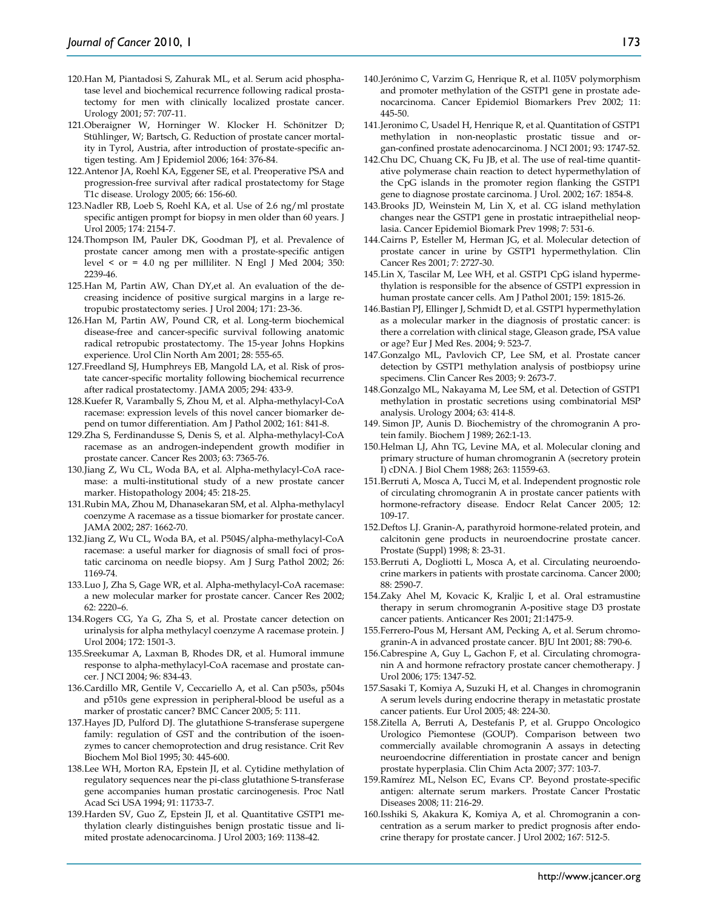120.Han M, Piantadosi S, Zahurak ML, et al. Serum acid phosphatase level and biochemical recurrence following radical prostatectomy for men with clinically localized prostate cancer. Urology 2001; 57: 707-11.

121.Oberaigner W, Horninger W. Klocker H. Schönitzer D; Stühlinger, W; Bartsch, G. Reduction of prostate cancer mortality in Tyrol, Austria, after introduction of prostate-specific antigen testing. Am J Epidemiol 2006; 164: 376-84.

122.Antenor JA, Roehl KA, Eggener SE, et al. Preoperative PSA and progression-free survival after radical prostatectomy for Stage T1c disease. Urology 2005; 66: 156-60.

123.Nadler RB, Loeb S, Roehl KA, et al. Use of 2.6 ng/ml prostate specific antigen prompt for biopsy in men older than 60 years. J Urol 2005; 174: 2154-7.

124.Thompson IM, Pauler DK, Goodman PJ, et al. Prevalence of prostate cancer among men with a prostate-specific antigen level < or = 4.0 ng per milliliter. N Engl J Med 2004; 350: 2239-46.

125.Han M, Partin AW, Chan DY,et al. An evaluation of the decreasing incidence of positive surgical margins in a large retropubic prostatectomy series. J Urol 2004; 171: 23-36.

126.Han M, Partin AW, Pound CR, et al. Long-term biochemical disease-free and cancer-specific survival following anatomic radical retropubic prostatectomy. The 15-year Johns Hopkins experience. Urol Clin North Am 2001; 28: 555-65.

127.Freedland SJ, Humphreys EB, Mangold LA, et al. Risk of prostate cancer-specific mortality following biochemical recurrence after radical prostatectomy. JAMA 2005; 294: 433-9.

128.Kuefer R, Varambally S, Zhou M, et al. Alpha-methylacyl-CoA racemase: expression levels of this novel cancer biomarker depend on tumor differentiation. Am J Pathol 2002; 161: 841-8.

129.Zha S, Ferdinandusse S, Denis S, et al. Alpha-methylacyl-CoA racemase as an androgen-independent growth modifier in prostate cancer. Cancer Res 2003; 63: 7365-76.

130.Jiang Z, Wu CL, Woda BA, et al. Alpha-methylacyl-CoA racemase: a multi-institutional study of a new prostate cancer marker. Histopathology 2004; 45: 218-25.

131.Rubin MA, Zhou M, Dhanasekaran SM, et al. Alpha-methylacyl coenzyme A racemase as a tissue biomarker for prostate cancer. JAMA 2002; 287: 1662-70.

132.Jiang Z, Wu CL, Woda BA, et al. P504S/alpha-methylacyl-CoA racemase: a useful marker for diagnosis of small foci of prostatic carcinoma on needle biopsy. Am J Surg Pathol 2002; 26: 1169-74.

133.Luo J, Zha S, Gage WR, et al. Alpha-methylacyl-CoA racemase: a new molecular marker for prostate cancer. Cancer Res 2002; 62: 2220–6.

134.Rogers CG, Ya G, Zha S, et al. Prostate cancer detection on urinalysis for alpha methylacyl coenzyme A racemase protein. J Urol 2004; 172: 1501-3.

135.Sreekumar A, Laxman B, Rhodes DR, et al. Humoral immune response to alpha-methylacyl-CoA racemase and prostate cancer. J NCI 2004; 96: 834-43.

136.Cardillo MR, Gentile V, Ceccariello A, et al. Can p503s, p504s and p510s gene expression in peripheral-blood be useful as a marker of prostatic cancer? BMC Cancer 2005; 5: 111.

137.Hayes JD, Pulford DJ. The glutathione S-transferase supergene family: regulation of GST and the contribution of the isoenzymes to cancer chemoprotection and drug resistance. Crit Rev Biochem Mol Biol 1995; 30: 445-600.

138.Lee WH, Morton RA, Epstein JI, et al. Cytidine methylation of regulatory sequences near the pi-class glutathione S-transferase gene accompanies human prostatic carcinogenesis. Proc Natl Acad Sci USA 1994; 91: 11733-7.

139.Harden SV, Guo Z, Epstein JI, et al. Quantitative GSTP1 methylation clearly distinguishes benign prostatic tissue and limited prostate adenocarcinoma. J Urol 2003; 169: 1138-42.

140.Jerónimo C, Varzim G, Henrique R, et al. I105V polymorphism and promoter methylation of the GSTP1 gene in prostate adenocarcinoma. Cancer Epidemiol Biomarkers Prev 2002; 11: 445-50.

141.Jeronimo C, Usadel H, Henrique R, et al. Quantitation of GSTP1 methylation in non-neoplastic prostatic tissue and organ-confined prostate adenocarcinoma. J NCI 2001; 93: 1747-52.

142.Chu DC, Chuang CK, Fu JB, et al. The use of real-time quantitative polymerase chain reaction to detect hypermethylation of the CpG islands in the promoter region flanking the GSTP1 gene to diagnose prostate carcinoma. J Urol. 2002; 167: 1854-8.

143.Brooks JD, Weinstein M, Lin X, et al. CG island methylation changes near the GSTP1 gene in prostatic intraepithelial neoplasia. Cancer Epidemiol Biomark Prev 1998; 7: 531-6.

144.Cairns P, Esteller M, Herman JG, et al. Molecular detection of prostate cancer in urine by GSTP1 hypermethylation. Clin Cancer Res 2001; 7: 2727-30.

145.Lin X, Tascilar M, Lee WH, et al. GSTP1 CpG island hypermethylation is responsible for the absence of GSTP1 expression in human prostate cancer cells. Am J Pathol 2001; 159: 1815-26.

146.Bastian PJ, Ellinger J, Schmidt D, et al. GSTP1 hypermethylation as a molecular marker in the diagnosis of prostatic cancer: is there a correlation with clinical stage, Gleason grade, PSA value or age? Eur J Med Res. 2004; 9: 523-7.

147.Gonzalgo ML, Pavlovich CP, Lee SM, et al. Prostate cancer detection by GSTP1 methylation analysis of postbiopsy urine specimens. Clin Cancer Res 2003; 9: 2673-7.

148.Gonzalgo ML, Nakayama M, Lee SM, et al. Detection of GSTP1 methylation in prostatic secretions using combinatorial MSP analysis. Urology 2004; 63: 414-8.

149. Simon JP, Aunis D. Biochemistry of the chromogranin A protein family. Biochem J 1989; 262:1-13.

150.Helman LJ, Ahn TG, Levine MA, et al. Molecular cloning and primary structure of human chromogranin A (secretory protein I) cDNA. J Biol Chem 1988; 263: 11559-63.

151.Berruti A, Mosca A, Tucci M, et al. Independent prognostic role of circulating chromogranin A in prostate cancer patients with hormone-refractory disease. Endocr Relat Cancer 2005; 12: 109-17.

152.Deftos LJ. Granin-A, parathyroid hormone-related protein, and calcitonin gene products in neuroendocrine prostate cancer. Prostate (Suppl) 1998; 8: 23-31.

153.Berruti A, Dogliotti L, Mosca A, et al. Circulating neuroendocrine markers in patients with prostate carcinoma. Cancer 2000; 88: 2590-7.

154.Zaky Ahel M, Kovacic K, Kraljic I, et al. Oral estramustine therapy in serum chromogranin A-positive stage D3 prostate cancer patients. Anticancer Res 2001; 21:1475-9.

155.Ferrero-Pous M, Hersant AM, Pecking A, et al. Serum chromogranin-A in advanced prostate cancer. BJU Int 2001; 88: 790-6.

156.Cabrespine A, Guy L, Gachon F, et al. Circulating chromogranin A and hormone refractory prostate cancer chemotherapy. J Urol 2006; 175: 1347-52.

157.Sasaki T, Komiya A, Suzuki H, et al. Changes in chromogranin A serum levels during endocrine therapy in metastatic prostate cancer patients. Eur Urol 2005; 48: 224-30.

158.Zitella A, Berruti A, Destefanis P, et al. Gruppo Oncologico Urologico Piemontese (GOUP). Comparison between two commercially available chromogranin A assays in detecting neuroendocrine differentiation in prostate cancer and benign prostate hyperplasia. Clin Chim Acta 2007; 377: 103-7.

159.Ramírez ML, Nelson EC, Evans CP. Beyond prostate-specific antigen: alternate serum markers. Prostate Cancer Prostatic Diseases 2008; 11: 216-29.

160.Isshiki S, Akakura K, Komiya A, et al. Chromogranin a concentration as a serum marker to predict prognosis after endocrine therapy for prostate cancer. J Urol 2002; 167: 512-5.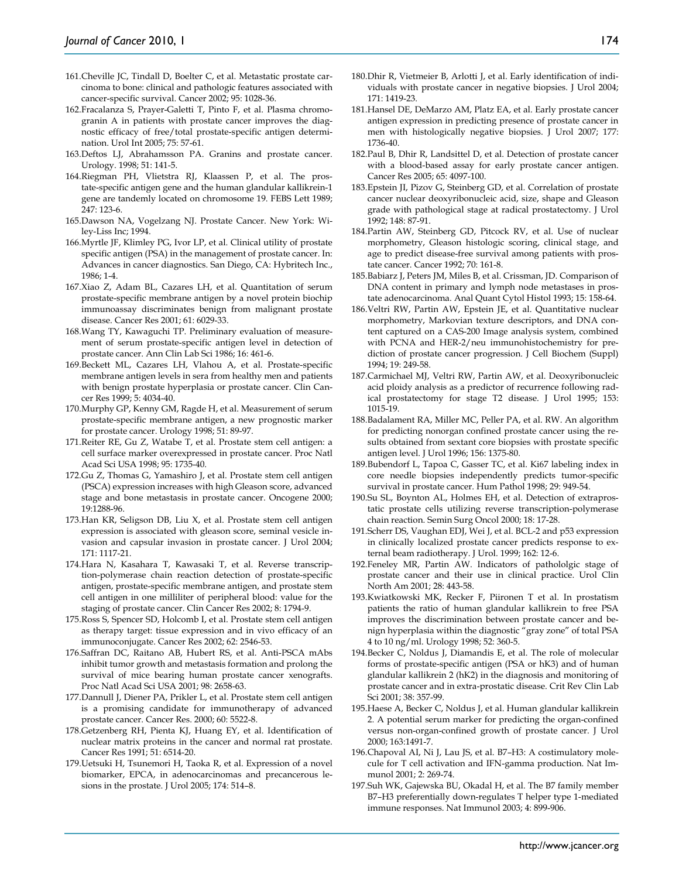161.Cheville JC, Tindall D, Boelter C, et al. Metastatic prostate carcinoma to bone: clinical and pathologic features associated with cancer-specific survival. Cancer 2002; 95: 1028-36.

162.Fracalanza S, Prayer-Galetti T, Pinto F, et al. Plasma chromogranin A in patients with prostate cancer improves the diagnostic efficacy of free/total prostate-specific antigen determination. Urol Int 2005; 75: 57-61.

163.Deftos LJ, Abrahamsson PA. Granins and prostate cancer. Urology. 1998; 51: 141-5.

164.Riegman PH, Vlietstra RJ, Klaassen P, et al. The prostate-specific antigen gene and the human glandular kallikrein-1 gene are tandemly located on chromosome 19. FEBS Lett 1989; 247: 123-6.

165.Dawson NA, Vogelzang NJ. Prostate Cancer. New York: Wiley-Liss Inc; 1994.

166.Myrtle JF, Klimley PG, Ivor LP, et al. Clinical utility of prostate specific antigen (PSA) in the management of prostate cancer. In: Advances in cancer diagnostics. San Diego, CA: Hybritech Inc., 1986; 1-4.

167.Xiao Z, Adam BL, Cazares LH, et al. Quantitation of serum prostate-specific membrane antigen by a novel protein biochip immunoassay discriminates benign from malignant prostate disease. Cancer Res 2001; 61: 6029-33.

168.Wang TY, Kawaguchi TP. Preliminary evaluation of measurement of serum prostate-specific antigen level in detection of prostate cancer. Ann Clin Lab Sci 1986; 16: 461-6.

169.Beckett ML, Cazares LH, Vlahou A, et al. Prostate-specific membrane antigen levels in sera from healthy men and patients with benign prostate hyperplasia or prostate cancer. Clin Cancer Res 1999; 5: 4034-40.

170.Murphy GP, Kenny GM, Ragde H, et al. Measurement of serum prostate-specific membrane antigen, a new prognostic marker for prostate cancer. Urology 1998; 51: 89-97.

171.Reiter RE, Gu Z, Watabe T, et al. Prostate stem cell antigen: a cell surface marker overexpressed in prostate cancer. Proc Natl Acad Sci USA 1998; 95: 1735-40.

172.Gu Z, Thomas G, Yamashiro J, et al. Prostate stem cell antigen (PSCA) expression increases with high Gleason score, advanced stage and bone metastasis in prostate cancer. Oncogene 2000; 19:1288-96.

173.Han KR, Seligson DB, Liu X, et al. Prostate stem cell antigen expression is associated with gleason score, seminal vesicle invasion and capsular invasion in prostate cancer. J Urol 2004; 171: 1117-21.

174.Hara N, Kasahara T, Kawasaki T, et al. Reverse transcription-polymerase chain reaction detection of prostate-specific antigen, prostate-specific membrane antigen, and prostate stem cell antigen in one milliliter of peripheral blood: value for the staging of prostate cancer. Clin Cancer Res 2002; 8: 1794-9.

175.Ross S, Spencer SD, Holcomb I, et al. Prostate stem cell antigen as therapy target: tissue expression and in vivo efficacy of an immunoconjugate. Cancer Res 2002; 62: 2546-53.

176.Saffran DC, Raitano AB, Hubert RS, et al. Anti-PSCA mAbs inhibit tumor growth and metastasis formation and prolong the survival of mice bearing human prostate cancer xenografts. Proc Natl Acad Sci USA 2001; 98: 2658-63.

177.Dannull J, Diener PA, Prikler L, et al. Prostate stem cell antigen is a promising candidate for immunotherapy of advanced prostate cancer. Cancer Res. 2000; 60: 5522-8.

178.Getzenberg RH, Pienta KJ, Huang EY, et al. Identification of nuclear matrix proteins in the cancer and normal rat prostate. Cancer Res 1991; 51: 6514-20.

179.Uetsuki H, Tsunemori H, Taoka R, et al. Expression of a novel biomarker, EPCA, in adenocarcinomas and precancerous lesions in the prostate. J Urol 2005; 174: 514–8.

180.Dhir R, Vietmeier B, Arlotti J, et al. Early identification of individuals with prostate cancer in negative biopsies. J Urol 2004; 171: 1419-23.

181.Hansel DE, DeMarzo AM, Platz EA, et al. Early prostate cancer antigen expression in predicting presence of prostate cancer in men with histologically negative biopsies. J Urol 2007; 177: 1736-40.

182.Paul B, Dhir R, Landsittel D, et al. Detection of prostate cancer with a blood-based assay for early prostate cancer antigen. Cancer Res 2005; 65: 4097-100.

183.Epstein JI, Pizov G, Steinberg GD, et al. Correlation of prostate cancer nuclear deoxyribonucleic acid, size, shape and Gleason grade with pathological stage at radical prostatectomy. J Urol 1992; 148: 87-91.

184.Partin AW, Steinberg GD, Pitcock RV, et al. Use of nuclear morphometry, Gleason histologic scoring, clinical stage, and age to predict disease-free survival among patients with prostate cancer. Cancer 1992; 70: 161-8.

185.Babiarz J, Peters JM, Miles B, et al. Crissman, JD. Comparison of DNA content in primary and lymph node metastases in prostate adenocarcinoma. Anal Quant Cytol Histol 1993; 15: 158-64.

186.Veltri RW, Partin AW, Epstein JE, et al. Quantitative nuclear morphometry, Markovian texture descriptors, and DNA content captured on a CAS-200 Image analysis system, combined with PCNA and HER-2/neu immunohistochemistry for prediction of prostate cancer progression. J Cell Biochem (Suppl) 1994; 19: 249-58.

187.Carmichael MJ, Veltri RW, Partin AW, et al. Deoxyribonucleic acid ploidy analysis as a predictor of recurrence following radical prostatectomy for stage T2 disease. J Urol 1995; 153: 1015-19.

188.Badalament RA, Miller MC, Peller PA, et al. RW. An algorithm for predicting nonorgan confined prostate cancer using the results obtained from sextant core biopsies with prostate specific antigen level. J Urol 1996; 156: 1375-80.

189.Bubendorf L, Tapoa C, Gasser TC, et al. Ki67 labeling index in core needle biopsies independently predicts tumor-specific survival in prostate cancer. Hum Pathol 1998; 29: 949-54.

190.Su SL, Boynton AL, Holmes EH, et al. Detection of extraprostatic prostate cells utilizing reverse transcription-polymerase chain reaction. Semin Surg Oncol 2000; 18: 17-28.

191.Scherr DS, Vaughan EDJ, Wei J, et al. BCL-2 and p53 expression in clinically localized prostate cancer predicts response to external beam radiotherapy. J Urol. 1999; 162: 12-6.

192.Feneley MR, Partin AW. Indicators of patholoigc stage of prostate cancer and their use in clinical practice. Urol Clin North Am 2001; 28: 443-58.

193.Kwiatkowski MK, Recker F, Piironen T et al. In prostatism patients the ratio of human glandular kallikrein to free PSA improves the discrimination between prostate cancer and benign hyperplasia within the diagnostic "gray zone" of total PSA 4 to 10 ng/ml. Urology 1998; 52: 360-5.

194.Becker C, Noldus J, Diamandis E, et al. The role of molecular forms of prostate-specific antigen (PSA or hK3) and of human glandular kallikrein 2 (hK2) in the diagnosis and monitoring of prostate cancer and in extra-prostatic disease. Crit Rev Clin Lab Sci 2001; 38: 357-99.

195.Haese A, Becker C, Noldus J, et al. Human glandular kallikrein 2. A potential serum marker for predicting the organ-confined versus non-organ-confined growth of prostate cancer. J Urol 2000; 163:1491-7.

196.Chapoval AI, Ni J, Lau JS, et al. B7–H3: A costimulatory molecule for T cell activation and IFN-gamma production. Nat Immunol 2001; 2: 269-74.

197.Suh WK, Gajewska BU, Okadal H, et al. The B7 family member B7–H3 preferentially down-regulates T helper type 1-mediated immune responses. Nat Immunol 2003; 4: 899-906.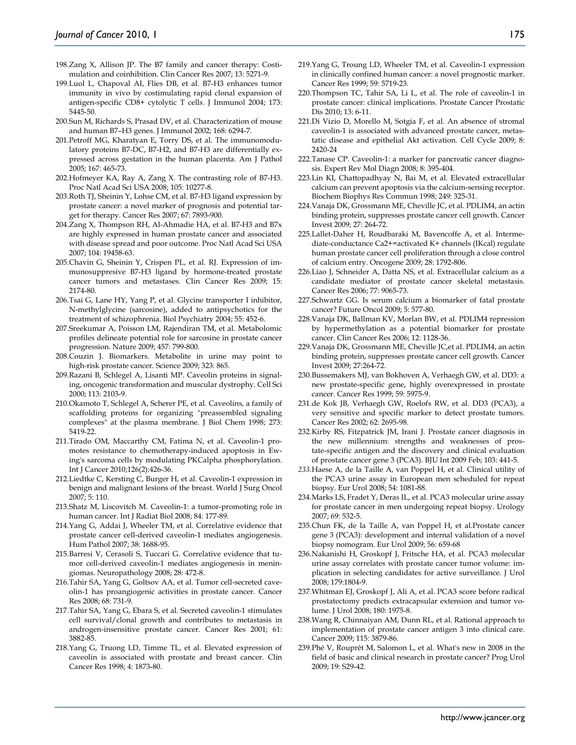198.Zang X, Allison JP. The B7 family and cancer therapy: Costimulation and coinhibition. Clin Cancer Res 2007; 13: 5271-9.

199.Luol L, Chapoval AI, Flies DB, et al. B7-H3 enhances tumor immunity in vivo by costimulating rapid clonal expansion of antigen-specific CD8+ cytolytic T cells. J Immunol 2004; 173: 5445-50.

200.Sun M, Richards S, Prasad DV, et al. Characterization of mouse and human B7–H3 genes. J Immunol 2002; 168: 6294-7.

201.Petroff MG, Kharatyan E, Torry DS, et al. The immunomodulatory proteins B7-DC, B7-H2, and B7-H3 are differentially expressed across gestation in the human placenta. Am J Pathol 2005; 167: 465-73.

202.Hofmeyer KA, Ray A, Zang X. The contrasting role of B7-H3. Proc Natl Acad Sci USA 2008; 105: 10277-8.

203.Roth TJ, Sheinin Y, Lohse CM, et al. B7-H3 ligand expression by prostate cancer: a novel marker of prognosis and potential target for therapy. Cancer Res 2007; 67: 7893-900.

204.Zang X, Thompson RH, Al-Ahmadie HA, et al. B7-H3 and B7x are highly expressed in human prostate cancer and associated with disease spread and poor outcome. Proc Natl Acad Sci USA 2007; 104: 19458-63.

205.Chavin G, Sheinin Y, Crispen PL, et al. RJ. Expression of immunosuppresive B7-H3 ligand by hormone-treated prostate cancer tumors and metastases. Clin Cancer Res 2009; 15: 2174-80.

206.Tsai G, Lane HY, Yang P, et al. Glycine transporter I inhibitor, N-methylglycine (sarcosine), added to antipsychotics for the treatment of schizophrenia. Biol Psychiatry 2004; 55: 452-6.

207.Sreekumar A, Poisson LM, Rajendiran TM, et al. Metabolomic profiles delineate potential role for sarcosine in prostate cancer progression. Nature 2009; 457: 799-800.

208.Couzin J. Biomarkers. Metabolite in urine may point to high-risk prostate cancer. Science 2009; 323: 865.

209.Razani B, Schlegel A, Lisanti MP. Caveolin proteins in signaling, oncogenic transformation and muscular dystrophy. Cell Sci 2000; 113: 2103-9.

210.Okamoto T, Schlegel A, Scherer PE, et al. Caveolins, a family of scaffolding proteins for organizing "preassembled signaling complexes" at the plasma membrane. J Biol Chem 1998; 273: 5419-22.

211.Tirado OM, Maccarthy CM, Fatima N, et al. Caveolin-1 promotes resistance to chemotherapy-induced apoptosis in Ewing's sarcoma cells by modulating PKCalpha phosphorylation. Int J Cancer 2010;126(2):426-36.

212.Liedtke C, Kersting C, Burger H, et al. Caveolin-1 expression in benign and malignant lesions of the breast. World J Surg Oncol 2007; 5: 110.

213.Shatz M, Liscovitch M. Caveolin-1: a tumor-promoting role in human cancer. Int J Radiat Biol 2008; 84: 177-89.

214.Yang G, Addai J, Wheeler TM, et al. Correlative evidence that prostate cancer cell-derived caveolin-1 mediates angiogenesis. Hum Pathol 2007; 38: 1688-95.

215.Barresi V, Cerasoli S, Tuccari G. Correlative evidence that tumor cell-derived caveolin-1 mediates angiogenesis in meningiomas. Neuropathology 2008; 28: 472-8.

216.Tahir SA, Yang G, Goltsov AA, et al. Tumor cell-secreted caveolin-1 has proangiogenic activities in prostate cancer. Cancer Res 2008; 68: 731-9.

217.Tahir SA, Yang G, Ebara S, et al. Secreted caveolin-1 stimulates cell survival/clonal growth and contributes to metastasis in androgen-insensitive prostate cancer. Cancer Res 2001; 61: 3882-85.

218.Yang G, Truong LD, Timme TL, et al. Elevated expression of caveolin is associated with prostate and breast cancer. Clin Cancer Res 1998; 4: 1873-80.

219.Yang G, Troung LD, Wheeler TM, et al. Caveolin-1 expression in clinically confined human cancer: a novel prognostic marker. Cancer Res 1999; 59: 5719-23.

220.Thompson TC, Tahir SA, Li L, et al. The role of caveolin-1 in prostate cancer: clinical implications. Prostate Cancer Prostatic Dis 2010; 13: 6-11.

221.Di Vizio D, Morello M, Sotgia F, et al. An absence of stromal caveolin-1 is associated with advanced prostate cancer, metastatic disease and epithelial Akt activation. Cell Cycle 2009; 8: 2420-24

222.Tanase CP. Caveolin-1: a marker for pancreatic cancer diagnosis. Expert Rev Mol Diagn 2008; 8: 395-404.

223.Lin KI, Chattopadhyay N, Bai M, et al. Elevated extracellular calcium can prevent apoptosis via the calcium-sensing receptor. Biochem Biophys Res Commun 1998; 249: 325-31.

224.Vanaja DK, Grossmann ME, Cheville JC, et al. PDLIM4, an actin binding protein, suppresses prostate cancer cell growth. Cancer Invest 2009; 27: 264-72.

225.Lallet-Daher H, Roudbaraki M, Bavencoffe A, et al. Intermediate-conductance Ca2+=activated K+ channels (IKcal) regulate human prostate cancer cell proliferation through a close control of calcium entry. Oncogene 2009; 28: 1792-806.

226.Liao J, Schneider A, Datta NS, et al. Extracellular calcium as a candidate mediator of prostate cancer skeletal metastasis. Cancer Res 2006; 77: 9065-73.

227.Schwartz GG. Is serum calcium a biomarker of fatal prostate cancer? Future Oncol 2009; 5: 577-80.

228.Vanaja DK, Ballman KV, Morlan BW, et al. PDLIM4 repression by hypermethylation as a potential biomarker for prostate cancer. Clin Cancer Res 2006; 12: 1128-36.

229.Vanaja DK, Grossmann ME, Cheville JC,et al. PDLIM4, an actin binding protein, suppresses prostate cancer cell growth. Cancer Invest 2009; 27:264-72.

230.Bussemakers MJ, van Bokhoven A, Verhaegh GW, et al. DD3: a new prostate-specific gene, highly overexpressed in prostate cancer. Cancer Res 1999; 59: 5975-9.

231.de Kok JB, Verhaegh GW, Roelofs RW, et al. DD3 (PCA3), a very sensitive and specific marker to detect prostate tumors. Cancer Res 2002; 62: 2695-98.

232.Kirby RS, Fitzpatrick JM, Irani J. Prostate cancer diagnosis in the new millennium: strengths and weaknesses of prostate-specific antigen and the discovery and clinical evaluation of prostate cancer gene 3 (PCA3). BJU Int 2009 Feb; 103: 441-5.

233.Haese A, de la Taille A, van Poppel H, et al. Clinical utility of the PCA3 urine assay in European men scheduled for repeat biopsy. Eur Urol 2008; 54: 1081-88.

234.Marks LS, Fradet Y, Deras IL, et al. PCA3 molecular urine assay for prostate cancer in men undergoing repeat biopsy. Urology 2007; 69: 532-5.

235.Chun FK, de la Taille A, van Poppel H, et al.Prostate cancer gene 3 (PCA3): development and internal validation of a novel biopsy nomogram. Eur Urol 2009; 56: 659-68

236.Nakanishi H, Groskopf J, Fritsche HA, et al. PCA3 molecular urine assay correlates with prostate cancer tumor volume: implication in selecting candidates for active surveillance. J Urol 2008; 179:1804-9.

237.Whitman EJ, Groskopf J, Ali A, et al. PCA3 score before radical prostatectomy predicts extracapsular extension and tumor volume. J Urol 2008; 180: 1975-8.

238.Wang R, Chinnaiyan AM, Dunn RL, et al. Rational approach to implementation of prostate cancer antigen 3 into clinical care. Cancer 2009; 115: 3879-86.

239.Phé V, Rouprêt M, Salomon L, et al. What's new in 2008 in the field of basic and clinical research in prostate cancer? Prog Urol 2009; 19: S29-42.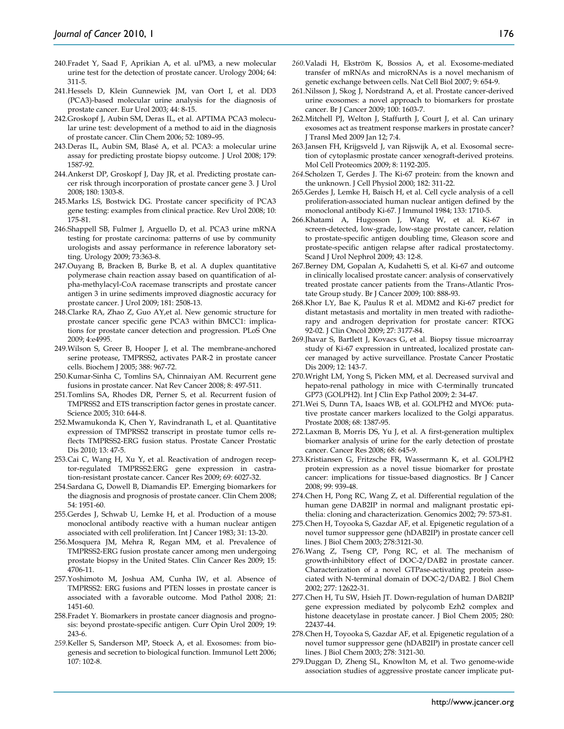240. Fradet Y, Saad F, Aprikian A, et al. uPM3, a new molecular urine test for the detection of prostate cancer. Urology 2004; 64: 311-5.
241. Hessels D, Klein Gunnewiek JM, van Oort I, et al. DD3 (PCA3)-based molecular urine analysis for the diagnosis of prostate cancer. Eur Urol 2003; 44: 8-15.
242. Groskopf J, Aubin SM, Deras IL, et al. APTIMA PCA3 molecular urine test: development of a method to aid in the diagnosis of prostate cancer. Clin Chem 2006; 52: 1089–95.
243. Deras IL, Aubin SM, Blasé A, et al. PCA3: a molecular urine assay for predicting prostate biopsy outcome. J Urol 2008; 179: 1587-92.
244. Ankerst DP, Groskopf J, Day JR, et al. Predicting prostate cancer risk through incorporation of prostate cancer gene 3. J Urol 2008; 180: 1303-8.
245. Marks LS, Bostwick DG. Prostate cancer specificity of PCA3 gene testing: examples from clinical practice. Rev Urol 2008; 10: 175-81.
246. Shappell SB, Fulmer J, Arguello D, et al. PCA3 urine mRNA testing for prostate carcinoma: patterns of use by community urologists and assay performance in reference laboratory setting. Urology 2009; 73:363-8.
247. Ouyang B, Bracken B, Burke B, et al. A duplex quantitative polymerase chain reaction assay based on quantification of alpha-methylacyl-CoA racemase transcripts and prostate cancer antigen 3 in urine sediments improved diagnostic accuracy for prostate cancer. J Urol 2009; 181: 2508-13.
248. Clarke RA, Zhao Z, Guo AY,et al. New genomic structure for prostate cancer specific gene PCA3 within BMCC1: implications for prostate cancer detection and progression. PLoS One 2009; 4:e4995.
249. Wilson S, Greer B, Hooper J, et al. The membrane-anchored serine protease, TMPRSS2, activates PAR-2 in prostate cancer cells. Biochem J 2005; 388: 967-72.
250. Kumar-Sinha C, Tomlins SA, Chinnaiyan AM. Recurrent gene fusions in prostate cancer. Nat Rev Cancer 2008; 8: 497-511.
251. Tomlins SA, Rhodes DR, Perner S, et al. Recurrent fusion of TMPRSS2 and ETS transcription factor genes in prostate cancer. Science 2005; 310: 644-8.
252. Mwamukonda K, Chen Y, Ravindranath L, et al. Quantitative expression of TMPRSS2 transcript in prostate tumor cells reflects TMPRSS2-ERG fusion status. Prostate Cancer Prostatic Dis 2010; 13: 47-5.
253. Cai C, Wang H, Xu Y, et al. Reactivation of androgen receptor-regulated TMPRSS2:ERG gene expression in castration-resistant prostate cancer. Cancer Res 2009; 69: 6027-32.
254. Sardana G, Dowell B, Diamandis EP. Emerging biomarkers for the diagnosis and prognosis of prostate cancer. Clin Chem 2008; 54: 1951-60.
255. Gerdes J, Schwab U, Lemke H, et al. Production of a mouse monoclonal antibody reactive with a human nuclear antigen associated with cell proliferation. Int J Cancer 1983; 31: 13-20.
256. Mosquera JM, Mehra R, Regan MM, et al. Prevalence of TMPRSS2-ERG fusion prostate cancer among men undergoing prostate biopsy in the United States. Clin Cancer Res 2009; 15: 4706-11.
257. Yoshimoto M, Joshua AM, Cunha IW, et al. Absence of TMPRSS2: ERG fusions and PTEN losses in prostate cancer is associated with a favorable outcome. Mod Pathol 2008; 21: 1451-60.
258. Fradet Y. Biomarkers in prostate cancer diagnosis and prognosis: beyond prostate-specific antigen. Curr Opin Urol 2009; 19: 243-6.
259. Keller S, Sanderson MP, Stoeck A, et al. Exosomes: from biogenesis and secretion to biological function. Immunol Lett 2006; 107: 102-8.
260. Valadi H, Ekström K, Bossios A, et al. Exosome-mediated transfer of mRNAs and microRNAs is a novel mechanism of genetic exchange between cells. Nat Cell Biol 2007; 9: 654-9.
261. Nilsson J, Skog J, Nordstrand A, et al. Prostate cancer-derived urine exosomes: a novel approach to biomarkers for prostate cancer. Br J Cancer 2009; 100: 1603-7.
262. Mitchell PJ, Welton J, Staffurth J, Court J, et al. Can urinary exosomes act as treatment response markers in prostate cancer? J Transl Med 2009 Jan 12; 7:4.
263. Jansen FH, Krijgsveld J, van Rijswijk A, et al. Exosomal secretion of cytoplasmic prostate cancer xenograft-derived proteins. Mol Cell Proteomics 2009; 8: 1192-205.
264. Scholzen T, Gerdes J. The Ki-67 protein: from the known and the unknown. J Cell Physiol 2000; 182: 311-22.
265. Gerdes J, Lemke H, Baisch H, et al. Cell cycle analysis of a cell proliferation-associated human nuclear antigen defined by the monoclonal antibody Ki-67. J Immunol 1984; 133: 1710-5.
266. Khatami A, Hugosson J, Wang W, et al. Ki-67 in screen-detected, low-grade, low-stage prostate cancer, relation to prostate-specific antigen doubling time, Gleason score and prostate-specific antigen relapse after radical prostatectomy. Scand J Urol Nephrol 2009; 43: 12-8.
267. Berney DM, Gopalan A, Kudahetti S, et al. Ki-67 and outcome in clinically localised prostate cancer: analysis of conservatively treated prostate cancer patients from the Trans-Atlantic Prostate Group study. Br J Cancer 2009; 100: 888-93.
268. Khor LY, Bae K, Paulus R et al. MDM2 and Ki-67 predict for distant metastasis and mortality in men treated with radiotherapy and androgen deprivation for prostate cancer: RTOG 92-02. J Clin Oncol 2009; 27: 3177-84.
269. Jhavar S, Bartlett J, Kovacs G, et al. Biopsy tissue microarray study of Ki-67 expression in untreated, localized prostate cancer managed by active surveillance. Prostate Cancer Prostatic Dis 2009; 12: 143-7.
270. Wright LM, Yong S, Picken MM, et al. Decreased survival and hepato-renal pathology in mice with C-terminally truncated GP73 (GOLPH2). Int J Clin Exp Pathol 2009; 2: 34-47.
271. Wei S, Dunn TA, Isaacs WB, et al. GOLPH2 and MYO6: putative prostate cancer markers localized to the Golgi apparatus. Prostate 2008; 68: 1387-95.
272. Laxman B, Morris DS, Yu J, et al. A first-generation multiplex biomarker analysis of urine for the early detection of prostate cancer. Cancer Res 2008; 68: 645-9.
273. Kristiansen G, Fritzsche FR, Wassermann K, et al. GOLPH2 protein expression as a novel tissue biomarker for prostate cancer: implications for tissue-based diagnostics. Br J Cancer 2008; 99: 939-48.
274. Chen H, Pong RC, Wang Z, et al. Differential regulation of the human gene DAB2IP in normal and malignant prostatic epithelia: cloning and characterization. Genomics 2002; 79: 573-81.
275. Chen H, Toyooka S, Gazdar AF, et al. Epigenetic regulation of a novel tumor suppressor gene (hDAB2IP) in prostate cancer cell lines. J Biol Chem 2003; 278:3121-30.
276. Wang Z, Tseng CP, Pong RC, et al. The mechanism of growth-inhibitory effect of DOC-2/DAB2 in prostate cancer. Characterization of a novel GTPase-activating protein associated with N-terminal domain of DOC-2/DAB2. J Biol Chem 2002; 277: 12622-31.
277. Chen H, Tu SW, Hsieh JT. Down-regulation of human DAB2IP gene expression mediated by polycomb Ezh2 complex and histone deacetylase in prostate cancer. J Biol Chem 2005; 280: 22437-44.
278. Chen H, Toyooka S, Gazdar AF, et al. Epigenetic regulation of a novel tumor suppressor gene (hDAB2IP) in prostate cancer cell lines. J Biol Chem 2003; 278: 3121-30.
279. Duggan D, Zheng SL, Knowlton M, et al. Two genome-wide association studies of aggressive prostate cancer implicate put-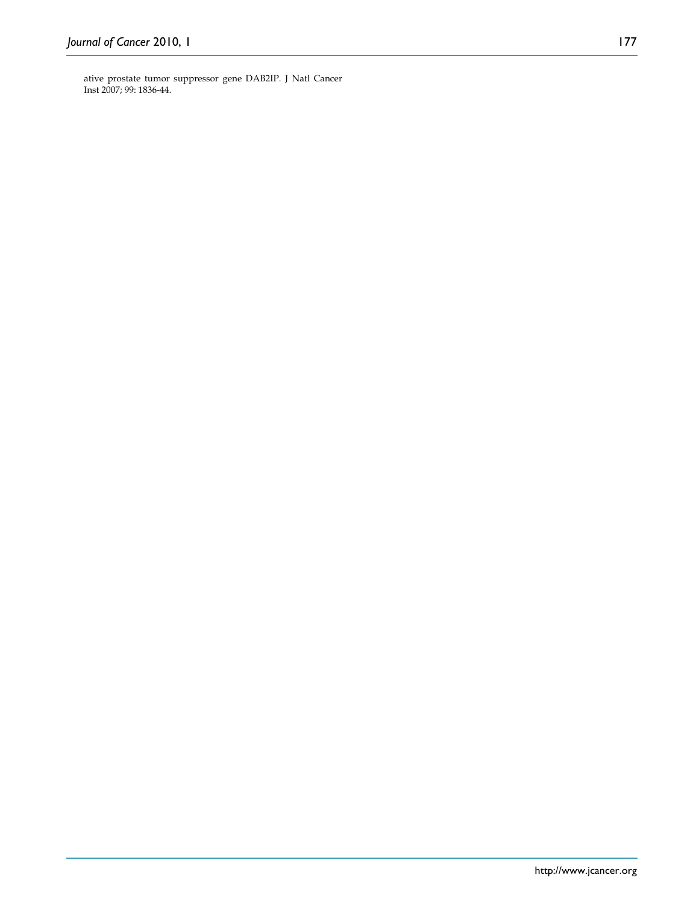ative prostate tumor suppressor gene DAB2IP. J Natl Cancer Inst 2007; 99: 1836-44.